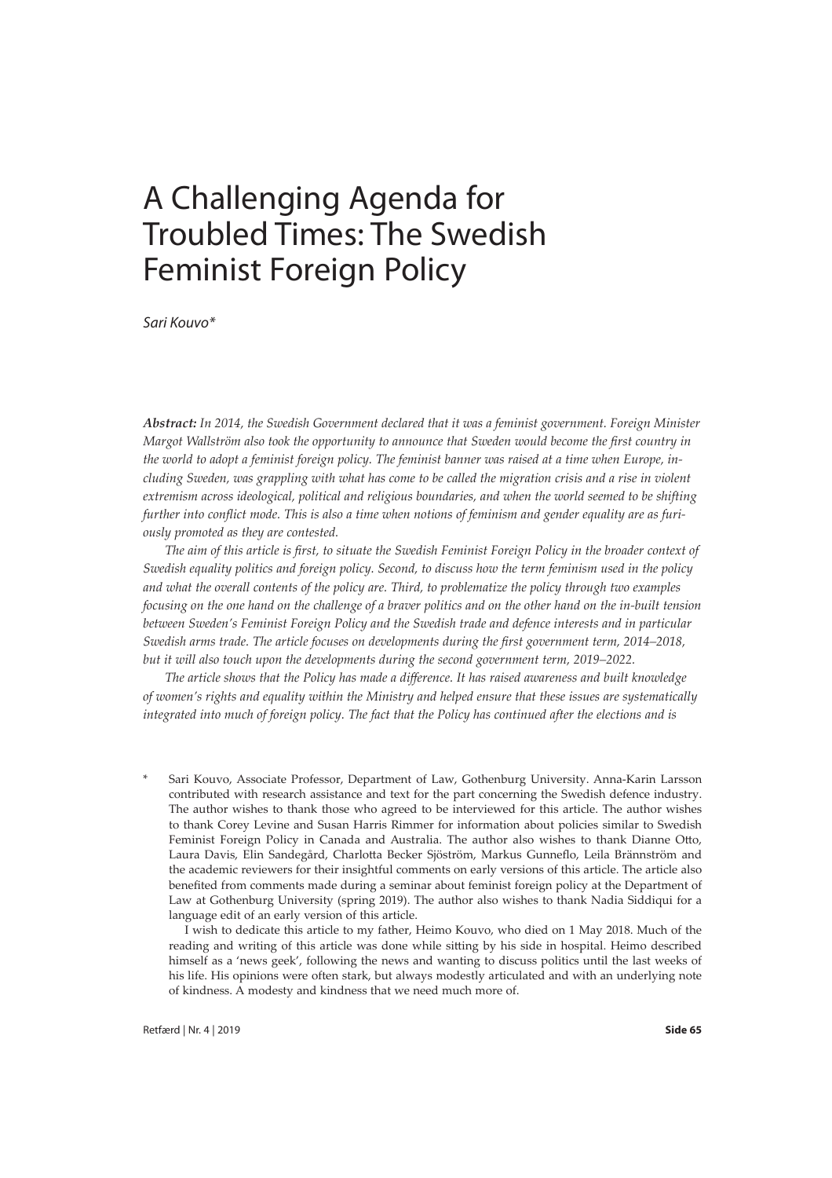# A Challenging Agenda for Troubled Times: The Swedish Feminist Foreign Policy

*Sari Kouvo**

***Abstract:*** *In 2014, the Swedish Government declared that it was a feminist government. Foreign Minister Margot Wallström also took the opportunity to announce that Sweden would become the first country in the world to adopt a feminist foreign policy. The feminist banner was raised at a time when Europe, including Sweden, was grappling with what has come to be called the migration crisis and a rise in violent extremism across ideological, political and religious boundaries, and when the world seemed to be shifting further into conflict mode. This is also a time when notions of feminism and gender equality are as furiously promoted as they are contested.*

*The aim of this article is first, to situate the Swedish Feminist Foreign Policy in the broader context of Swedish equality politics and foreign policy. Second, to discuss how the term feminism used in the policy and what the overall contents of the policy are. Third, to problematize the policy through two examples focusing on the one hand on the challenge of a braver politics and on the other hand on the in-built tension between Sweden's Feminist Foreign Policy and the Swedish trade and defence interests and in particular Swedish arms trade. The article focuses on developments during the first government term, 2014–2018, but it will also touch upon the developments during the second government term, 2019–2022.*

*The article shows that the Policy has made a difference. It has raised awareness and built knowledge of women's rights and equality within the Ministry and helped ensure that these issues are systematically integrated into much of foreign policy. The fact that the Policy has continued after the elections and is*

\* Sari Kouvo, Associate Professor, Department of Law, Gothenburg University. Anna-Karin Larsson contributed with research assistance and text for the part concerning the Swedish defence industry. The author wishes to thank those who agreed to be interviewed for this article. The author wishes to thank Corey Levine and Susan Harris Rimmer for information about policies similar to Swedish Feminist Foreign Policy in Canada and Australia. The author also wishes to thank Dianne Otto, Laura Davis, Elin Sandegård, Charlotta Becker Sjöström, Markus Gunneflo, Leila Brännström and the academic reviewers for their insightful comments on early versions of this article. The article also benefited from comments made during a seminar about feminist foreign policy at the Department of Law at Gothenburg University (spring 2019). The author also wishes to thank Nadia Siddiqui for a language edit of an early version of this article.

I wish to dedicate this article to my father, Heimo Kouvo, who died on 1 May 2018. Much of the reading and writing of this article was done while sitting by his side in hospital. Heimo described himself as a 'news geek', following the news and wanting to discuss politics until the last weeks of his life. His opinions were often stark, but always modestly articulated and with an underlying note of kindness. A modesty and kindness that we need much more of.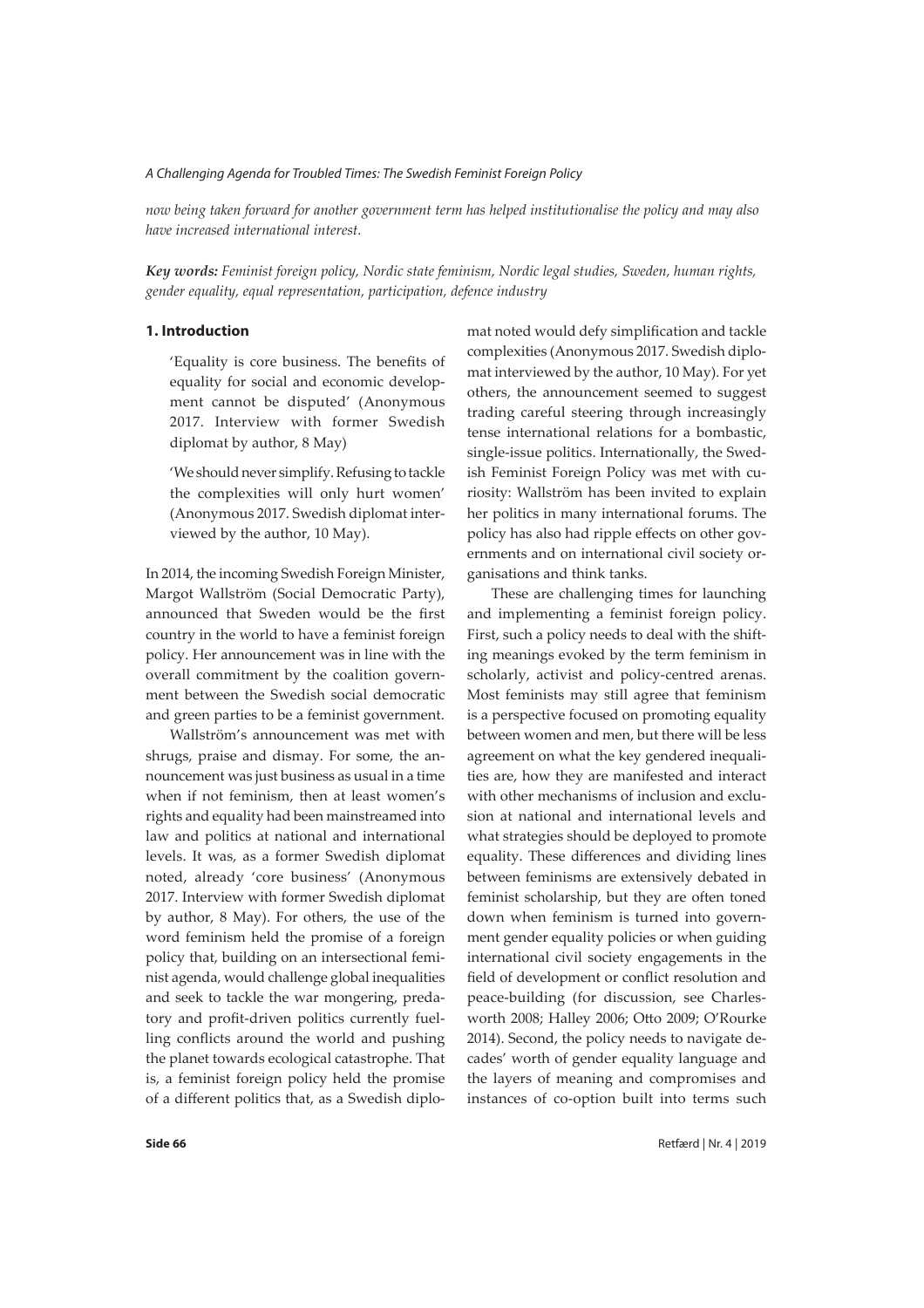*now being taken forward for another government term has helped institutionalise the policy and may also have increased international interest.*

***Key words:** Feminist foreign policy, Nordic state feminism, Nordic legal studies, Sweden, human rights, gender equality, equal representation, participation, defence industry*

## 1. Introduction

> 'Equality is core business. The benefits of equality for social and economic development cannot be disputed' (Anonymous 2017. Interview with former Swedish diplomat by author, 8 May)

> 'We should never simplify. Refusing to tackle the complexities will only hurt women' (Anonymous 2017. Swedish diplomat interviewed by the author, 10 May).

In 2014, the incoming Swedish Foreign Minister, Margot Wallström (Social Democratic Party), announced that Sweden would be the first country in the world to have a feminist foreign policy. Her announcement was in line with the overall commitment by the coalition government between the Swedish social democratic and green parties to be a feminist government.

Wallström's announcement was met with shrugs, praise and dismay. For some, the announcement was just business as usual in a time when if not feminism, then at least women's rights and equality had been mainstreamed into law and politics at national and international levels. It was, as a former Swedish diplomat noted, already 'core business' (Anonymous 2017. Interview with former Swedish diplomat by author, 8 May). For others, the use of the word feminism held the promise of a foreign policy that, building on an intersectional feminist agenda, would challenge global inequalities and seek to tackle the war mongering, predatory and profit-driven politics currently fuelling conflicts around the world and pushing the planet towards ecological catastrophe. That is, a feminist foreign policy held the promise of a different politics that, as a Swedish diplomat noted would defy simplification and tackle complexities (Anonymous 2017. Swedish diplomat interviewed by the author, 10 May). For yet others, the announcement seemed to suggest trading careful steering through increasingly tense international relations for a bombastic, single-issue politics. Internationally, the Swedish Feminist Foreign Policy was met with curiosity: Wallström has been invited to explain her politics in many international forums. The policy has also had ripple effects on other governments and on international civil society organisations and think tanks.

These are challenging times for launching and implementing a feminist foreign policy. First, such a policy needs to deal with the shifting meanings evoked by the term feminism in scholarly, activist and policy-centred arenas. Most feminists may still agree that feminism is a perspective focused on promoting equality between women and men, but there will be less agreement on what the key gendered inequalities are, how they are manifested and interact with other mechanisms of inclusion and exclusion at national and international levels and what strategies should be deployed to promote equality. These differences and dividing lines between feminisms are extensively debated in feminist scholarship, but they are often toned down when feminism is turned into government gender equality policies or when guiding international civil society engagements in the field of development or conflict resolution and peace-building (for discussion, see Charlesworth 2008; Halley 2006; Otto 2009; O'Rourke 2014). Second, the policy needs to navigate decades' worth of gender equality language and the layers of meaning and compromises and instances of co-option built into terms such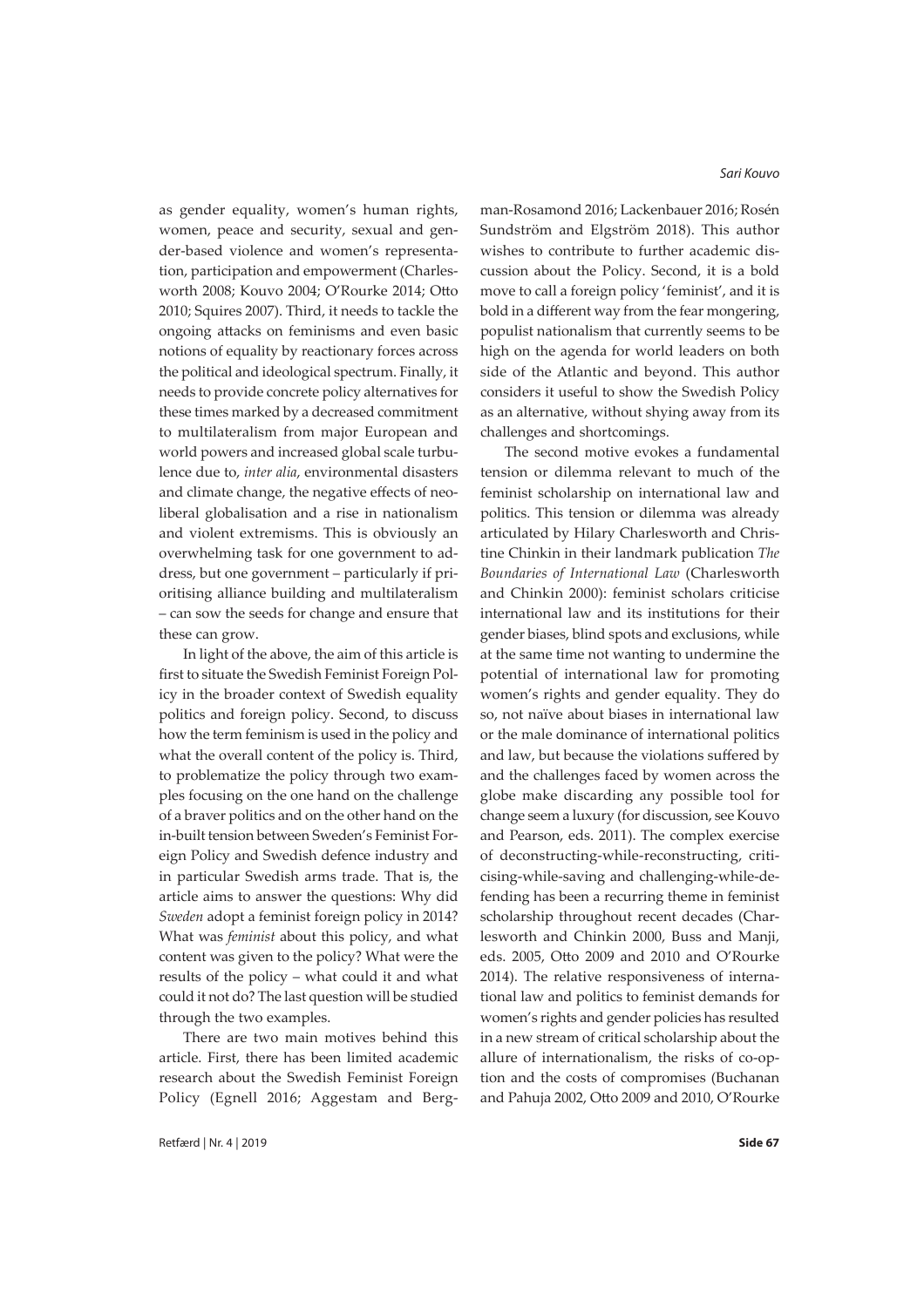as gender equality, women's human rights, women, peace and security, sexual and gender-based violence and women's representation, participation and empowerment (Charlesworth 2008; Kouvo 2004; O'Rourke 2014; Otto 2010; Squires 2007). Third, it needs to tackle the ongoing attacks on feminisms and even basic notions of equality by reactionary forces across the political and ideological spectrum. Finally, it needs to provide concrete policy alternatives for these times marked by a decreased commitment to multilateralism from major European and world powers and increased global scale turbulence due to, *inter alia*, environmental disasters and climate change, the negative effects of neoliberal globalisation and a rise in nationalism and violent extremisms. This is obviously an overwhelming task for one government to address, but one government – particularly if prioritising alliance building and multilateralism – can sow the seeds for change and ensure that these can grow.

In light of the above, the aim of this article is first to situate the Swedish Feminist Foreign Policy in the broader context of Swedish equality politics and foreign policy. Second, to discuss how the term feminism is used in the policy and what the overall content of the policy is. Third, to problematize the policy through two examples focusing on the one hand on the challenge of a braver politics and on the other hand on the in-built tension between Sweden's Feminist Foreign Policy and Swedish defence industry and in particular Swedish arms trade. That is, the article aims to answer the questions: Why did *Sweden* adopt a feminist foreign policy in 2014? What was *feminist* about this policy, and what content was given to the policy? What were the results of the policy – what could it and what could it not do? The last question will be studied through the two examples.

There are two main motives behind this article. First, there has been limited academic research about the Swedish Feminist Foreign Policy (Egnell 2016; Aggestam and Bergman-Rosamond 2016; Lackenbauer 2016; Rosén Sundström and Elgström 2018). This author wishes to contribute to further academic discussion about the Policy. Second, it is a bold move to call a foreign policy 'feminist', and it is bold in a different way from the fear mongering, populist nationalism that currently seems to be high on the agenda for world leaders on both side of the Atlantic and beyond. This author considers it useful to show the Swedish Policy as an alternative, without shying away from its challenges and shortcomings.

The second motive evokes a fundamental tension or dilemma relevant to much of the feminist scholarship on international law and politics. This tension or dilemma was already articulated by Hilary Charlesworth and Christine Chinkin in their landmark publication *The Boundaries of International Law* (Charlesworth and Chinkin 2000): feminist scholars criticise international law and its institutions for their gender biases, blind spots and exclusions, while at the same time not wanting to undermine the potential of international law for promoting women's rights and gender equality. They do so, not naïve about biases in international law or the male dominance of international politics and law, but because the violations suffered by and the challenges faced by women across the globe make discarding any possible tool for change seem a luxury (for discussion, see Kouvo and Pearson, eds. 2011). The complex exercise of deconstructing-while-reconstructing, criticising-while-saving and challenging-while-defending has been a recurring theme in feminist scholarship throughout recent decades (Charlesworth and Chinkin 2000, Buss and Manji, eds. 2005, Otto 2009 and 2010 and O'Rourke 2014). The relative responsiveness of international law and politics to feminist demands for women's rights and gender policies has resulted in a new stream of critical scholarship about the allure of internationalism, the risks of co-option and the costs of compromises (Buchanan and Pahuja 2002, Otto 2009 and 2010, O'Rourke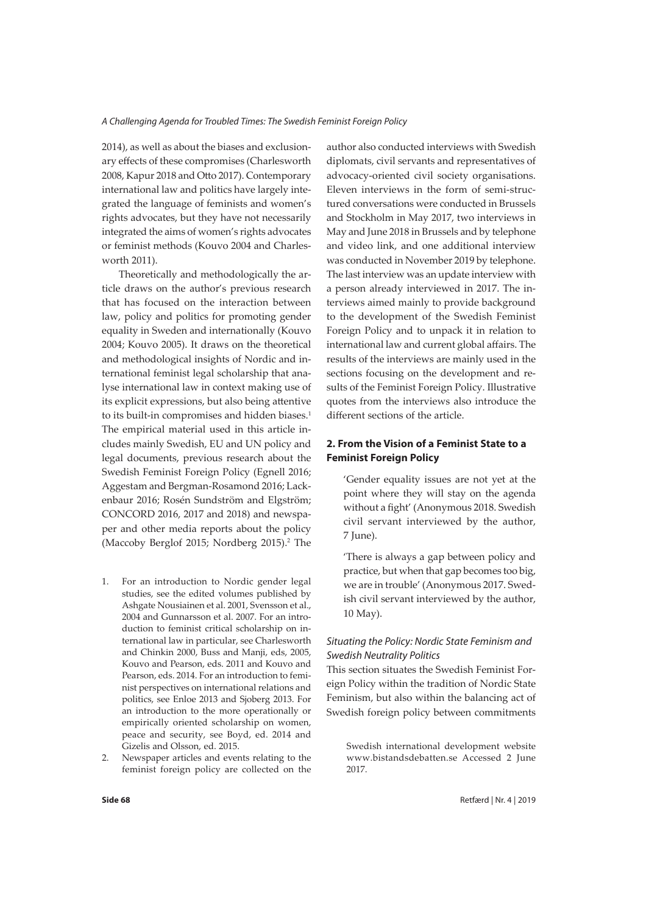2014), as well as about the biases and exclusionary effects of these compromises (Charlesworth 2008, Kapur 2018 and Otto 2017). Contemporary international law and politics have largely integrated the language of feminists and women's rights advocates, but they have not necessarily integrated the aims of women's rights advocates or feminist methods (Kouvo 2004 and Charlesworth 2011).

Theoretically and methodologically the article draws on the author's previous research that has focused on the interaction between law, policy and politics for promoting gender equality in Sweden and internationally (Kouvo 2004; Kouvo 2005). It draws on the theoretical and methodological insights of Nordic and international feminist legal scholarship that analyse international law in context making use of its explicit expressions, but also being attentive to its built-in compromises and hidden biases.[1] The empirical material used in this article includes mainly Swedish, EU and UN policy and legal documents, previous research about the Swedish Feminist Foreign Policy (Egnell 2016; Aggestam and Bergman-Rosamond 2016; Lackenbaur 2016; Rosén Sundström and Elgström; CONCORD 2016, 2017 and 2018) and newspaper and other media reports about the policy (Maccoby Berglof 2015; Nordberg 2015).[2] The author also conducted interviews with Swedish diplomats, civil servants and representatives of advocacy-oriented civil society organisations. Eleven interviews in the form of semi-structured conversations were conducted in Brussels and Stockholm in May 2017, two interviews in May and June 2018 in Brussels and by telephone and video link, and one additional interview was conducted in November 2019 by telephone. The last interview was an update interview with a person already interviewed in 2017. The interviews aimed mainly to provide background to the development of the Swedish Feminist Foreign Policy and to unpack it in relation to international law and current global affairs. The results of the interviews are mainly used in the sections focusing on the development and results of the Feminist Foreign Policy. Illustrative quotes from the interviews also introduce the different sections of the article.

## 2. From the Vision of a Feminist State to a Feminist Foreign Policy

> 'Gender equality issues are not yet at the point where they will stay on the agenda without a fight' (Anonymous 2018. Swedish civil servant interviewed by the author, 7 June).

> 'There is always a gap between policy and practice, but when that gap becomes too big, we are in trouble' (Anonymous 2017. Swedish civil servant interviewed by the author, 10 May).

### *Situating the Policy: Nordic State Feminism and Swedish Neutrality Politics*

This section situates the Swedish Feminist Foreign Policy within the tradition of Nordic State Feminism, but also within the balancing act of Swedish foreign policy between commitments

1. For an introduction to Nordic gender legal studies, see the edited volumes published by Ashgate Nousiainen et al. 2001, Svensson et al., 2004 and Gunnarsson et al. 2007. For an introduction to feminist critical scholarship on international law in particular, see Charlesworth and Chinkin 2000, Buss and Manji, eds, 2005, Kouvo and Pearson, eds. 2011 and Kouvo and Pearson, eds. 2014. For an introduction to feminist perspectives on international relations and politics, see Enloe 2013 and Sjoberg 2013. For an introduction to the more operationally or empirically oriented scholarship on women, peace and security, see Boyd, ed. 2014 and Gizelis and Olsson, ed. 2015.
2. Newspaper articles and events relating to the feminist foreign policy are collected on the Swedish international development website www.bistandsdebatten.se Accessed 2 June 2017.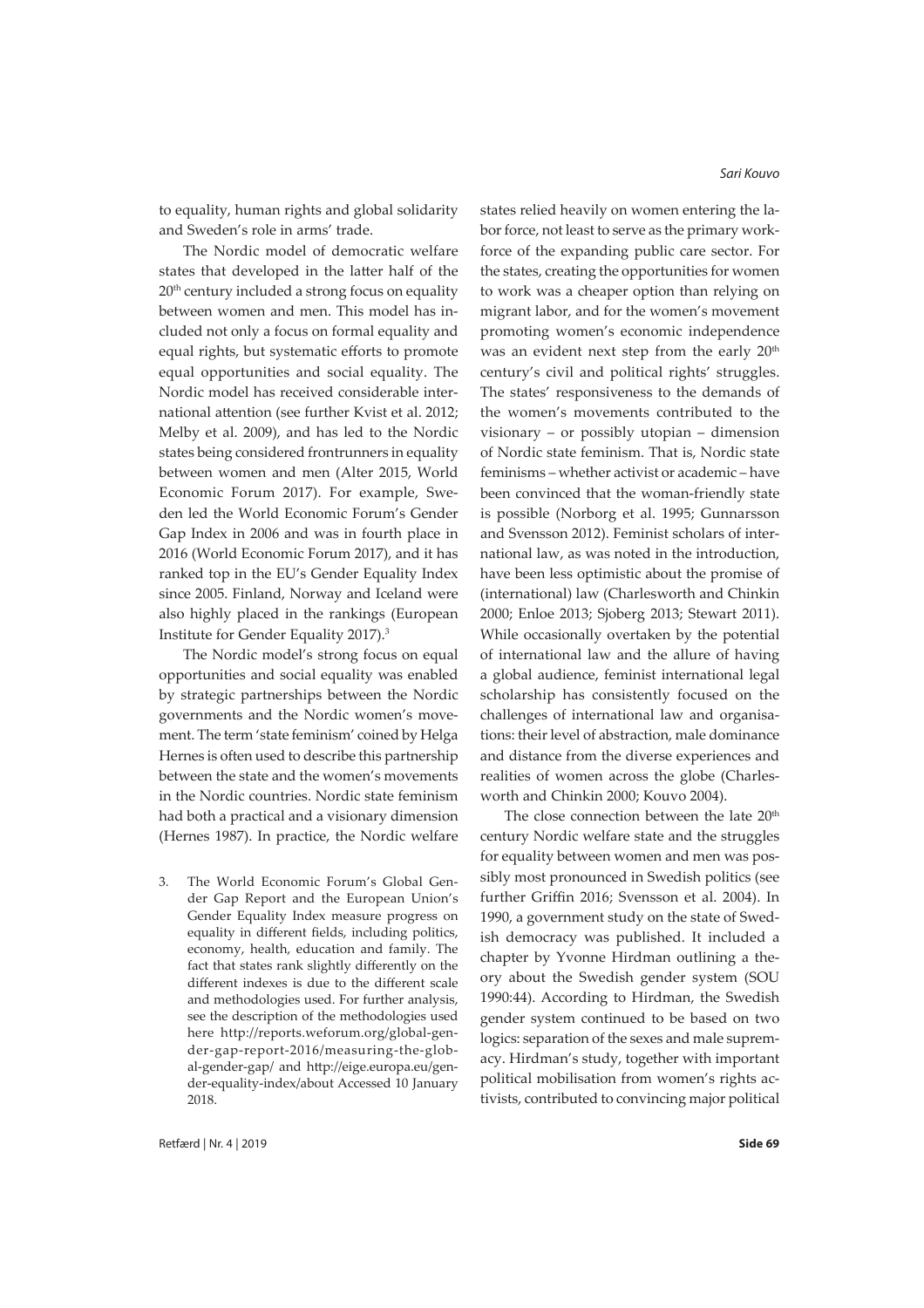to equality, human rights and global solidarity and Sweden's role in arms' trade.

The Nordic model of democratic welfare states that developed in the latter half of the 20th century included a strong focus on equality between women and men. This model has included not only a focus on formal equality and equal rights, but systematic efforts to promote equal opportunities and social equality. The Nordic model has received considerable international attention (see further Kvist et al. 2012; Melby et al. 2009), and has led to the Nordic states being considered frontrunners in equality between women and men (Alter 2015, World Economic Forum 2017). For example, Sweden led the World Economic Forum's Gender Gap Index in 2006 and was in fourth place in 2016 (World Economic Forum 2017), and it has ranked top in the EU's Gender Equality Index since 2005. Finland, Norway and Iceland were also highly placed in the rankings (European Institute for Gender Equality 2017).[3]

The Nordic model's strong focus on equal opportunities and social equality was enabled by strategic partnerships between the Nordic governments and the Nordic women's movement. The term 'state feminism' coined by Helga Hernes is often used to describe this partnership between the state and the women's movements in the Nordic countries. Nordic state feminism had both a practical and a visionary dimension (Hernes 1987). In practice, the Nordic welfare states relied heavily on women entering the labor force, not least to serve as the primary workforce of the expanding public care sector. For the states, creating the opportunities for women to work was a cheaper option than relying on migrant labor, and for the women's movement promoting women's economic independence was an evident next step from the early 20th century's civil and political rights' struggles. The states' responsiveness to the demands of the women's movements contributed to the visionary – or possibly utopian – dimension of Nordic state feminism. That is, Nordic state feminisms – whether activist or academic – have been convinced that the woman-friendly state is possible (Norborg et al. 1995; Gunnarsson and Svensson 2012). Feminist scholars of international law, as was noted in the introduction, have been less optimistic about the promise of (international) law (Charlesworth and Chinkin 2000; Enloe 2013; Sjoberg 2013; Stewart 2011). While occasionally overtaken by the potential of international law and the allure of having a global audience, feminist international legal scholarship has consistently focused on the challenges of international law and organisations: their level of abstraction, male dominance and distance from the diverse experiences and realities of women across the globe (Charlesworth and Chinkin 2000; Kouvo 2004).

The close connection between the late 20th century Nordic welfare state and the struggles for equality between women and men was possibly most pronounced in Swedish politics (see further Griffin 2016; Svensson et al. 2004). In 1990, a government study on the state of Swedish democracy was published. It included a chapter by Yvonne Hirdman outlining a theory about the Swedish gender system (SOU 1990:44). According to Hirdman, the Swedish gender system continued to be based on two logics: separation of the sexes and male supremacy. Hirdman's study, together with important political mobilisation from women's rights activists, contributed to convincing major political

3. The World Economic Forum's Global Gender Gap Report and the European Union's Gender Equality Index measure progress on equality in different fields, including politics, economy, health, education and family. The fact that states rank slightly differently on the different indexes is due to the different scale and methodologies used. For further analysis, see the description of the methodologies used here http://reports.weforum.org/global-gender-gap-report-2016/measuring-the-global-gender-gap/ and http://eige.europa.eu/gender-equality-index/about Accessed 10 January 2018.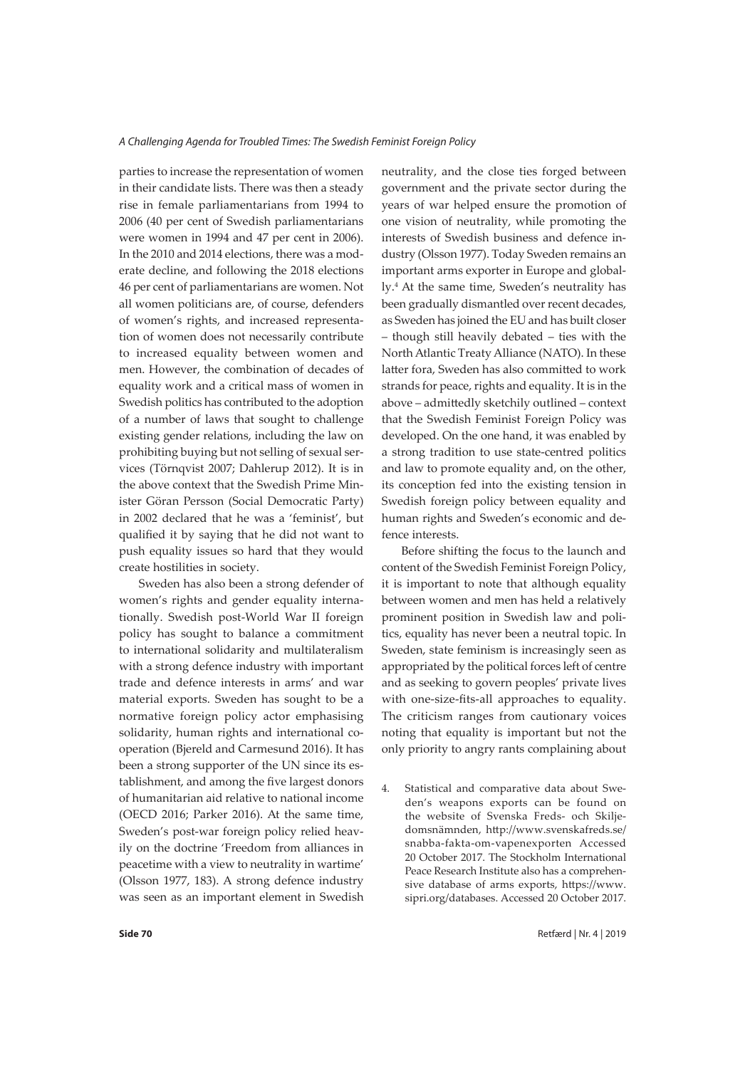parties to increase the representation of women in their candidate lists. There was then a steady rise in female parliamentarians from 1994 to 2006 (40 per cent of Swedish parliamentarians were women in 1994 and 47 per cent in 2006). In the 2010 and 2014 elections, there was a moderate decline, and following the 2018 elections 46 per cent of parliamentarians are women. Not all women politicians are, of course, defenders of women's rights, and increased representation of women does not necessarily contribute to increased equality between women and men. However, the combination of decades of equality work and a critical mass of women in Swedish politics has contributed to the adoption of a number of laws that sought to challenge existing gender relations, including the law on prohibiting buying but not selling of sexual services (Törnqvist 2007; Dahlerup 2012). It is in the above context that the Swedish Prime Minister Göran Persson (Social Democratic Party) in 2002 declared that he was a 'feminist', but qualified it by saying that he did not want to push equality issues so hard that they would create hostilities in society.

Sweden has also been a strong defender of women's rights and gender equality internationally. Swedish post-World War II foreign policy has sought to balance a commitment to international solidarity and multilateralism with a strong defence industry with important trade and defence interests in arms' and war material exports. Sweden has sought to be a normative foreign policy actor emphasising solidarity, human rights and international cooperation (Bjereld and Carmesund 2016). It has been a strong supporter of the UN since its establishment, and among the five largest donors of humanitarian aid relative to national income (OECD 2016; Parker 2016). At the same time, Sweden's post-war foreign policy relied heavily on the doctrine 'Freedom from alliances in peacetime with a view to neutrality in wartime' (Olsson 1977, 183). A strong defence industry was seen as an important element in Swedish neutrality, and the close ties forged between government and the private sector during the years of war helped ensure the promotion of one vision of neutrality, while promoting the interests of Swedish business and defence industry (Olsson 1977). Today Sweden remains an important arms exporter in Europe and globally.[4] At the same time, Sweden's neutrality has been gradually dismantled over recent decades, as Sweden has joined the EU and has built closer – though still heavily debated – ties with the North Atlantic Treaty Alliance (NATO). In these latter fora, Sweden has also committed to work strands for peace, rights and equality. It is in the above – admittedly sketchily outlined – context that the Swedish Feminist Foreign Policy was developed. On the one hand, it was enabled by a strong tradition to use state-centred politics and law to promote equality and, on the other, its conception fed into the existing tension in Swedish foreign policy between equality and human rights and Sweden's economic and defence interests.

Before shifting the focus to the launch and content of the Swedish Feminist Foreign Policy, it is important to note that although equality between women and men has held a relatively prominent position in Swedish law and politics, equality has never been a neutral topic. In Sweden, state feminism is increasingly seen as appropriated by the political forces left of centre and as seeking to govern peoples' private lives with one-size-fits-all approaches to equality. The criticism ranges from cautionary voices noting that equality is important but not the only priority to angry rants complaining about

4. Statistical and comparative data about Sweden's weapons exports can be found on the website of Svenska Freds- och Skiljedomsnämnden, http://www.svenskafreds.se/snabba-fakta-om-vapenexporten Accessed 20 October 2017. The Stockholm International Peace Research Institute also has a comprehensive database of arms exports, https://www.sipri.org/databases. Accessed 20 October 2017.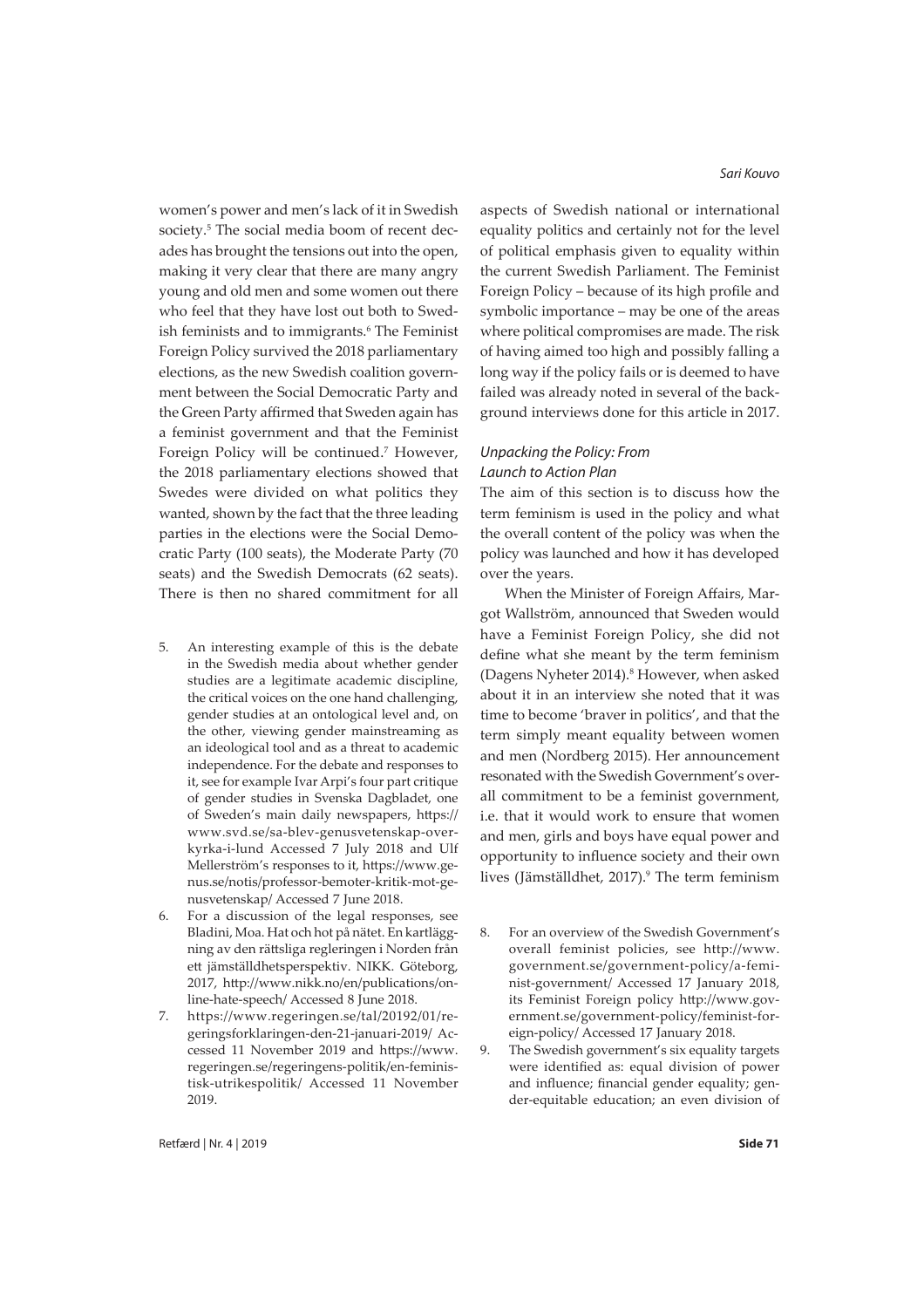women's power and men's lack of it in Swedish society.[5] The social media boom of recent decades has brought the tensions out into the open, making it very clear that there are many angry young and old men and some women out there who feel that they have lost out both to Swedish feminists and to immigrants.[6] The Feminist Foreign Policy survived the 2018 parliamentary elections, as the new Swedish coalition government between the Social Democratic Party and the Green Party affirmed that Sweden again has a feminist government and that the Feminist Foreign Policy will be continued.[7] However, the 2018 parliamentary elections showed that Swedes were divided on what politics they wanted, shown by the fact that the three leading parties in the elections were the Social Democratic Party (100 seats), the Moderate Party (70 seats) and the Swedish Democrats (62 seats). There is then no shared commitment for all aspects of Swedish national or international equality politics and certainly not for the level of political emphasis given to equality within the current Swedish Parliament. The Feminist Foreign Policy – because of its high profile and symbolic importance – may be one of the areas where political compromises are made. The risk of having aimed too high and possibly falling a long way if the policy fails or is deemed to have failed was already noted in several of the background interviews done for this article in 2017.

### *Unpacking the Policy: From Launch to Action Plan*

The aim of this section is to discuss how the term feminism is used in the policy and what the overall content of the policy was when the policy was launched and how it has developed over the years.

When the Minister of Foreign Affairs, Margot Wallström, announced that Sweden would have a Feminist Foreign Policy, she did not define what she meant by the term feminism (Dagens Nyheter 2014).[8] However, when asked about it in an interview she noted that it was time to become 'braver in politics', and that the term simply meant equality between women and men (Nordberg 2015). Her announcement resonated with the Swedish Government's overall commitment to be a feminist government, i.e. that it would work to ensure that women and men, girls and boys have equal power and opportunity to influence society and their own lives (Jämställdhet, 2017).[9] The term feminism

5. An interesting example of this is the debate in the Swedish media about whether gender studies are a legitimate academic discipline, the critical voices on the one hand challenging, gender studies at an ontological level and, on the other, viewing gender mainstreaming as an ideological tool and as a threat to academic independence. For the debate and responses to it, see for example Ivar Arpi's four part critique of gender studies in Svenska Dagbladet, one of Sweden's main daily newspapers, https://www.svd.se/sa-blev-genusvetenskap-overkyrka-i-lund Accessed 7 July 2018 and Ulf Mellerström's responses to it, https://www.genus.se/notis/professor-bemoter-kritik-mot-genusvetenskap/ Accessed 7 June 2018.
6. For a discussion of the legal responses, see Bladini, Moa. Hat och hot på nätet. En kartläggning av den rättsliga regleringen i Norden från ett jämställdhetsperspektiv. NIKK. Göteborg, 2017, http://www.nikk.no/en/publications/online-hate-speech/ Accessed 8 June 2018.
7. https://www.regeringen.se/tal/20192/01/regeringsforklaringen-den-21-januari-2019/ Accessed 11 November 2019 and https://www.regeringen.se/regeringens-politik/en-feministisk-utrikespolitik/ Accessed 11 November 2019.
8. For an overview of the Swedish Government's overall feminist policies, see http://www.government.se/government-policy/a-feminist-government/ Accessed 17 January 2018, its Feminist Foreign policy http://www.government.se/government-policy/feminist-foreign-policy/ Accessed 17 January 2018.
9. The Swedish government's six equality targets were identified as: equal division of power and influence; financial gender equality; gender-equitable education; an even division of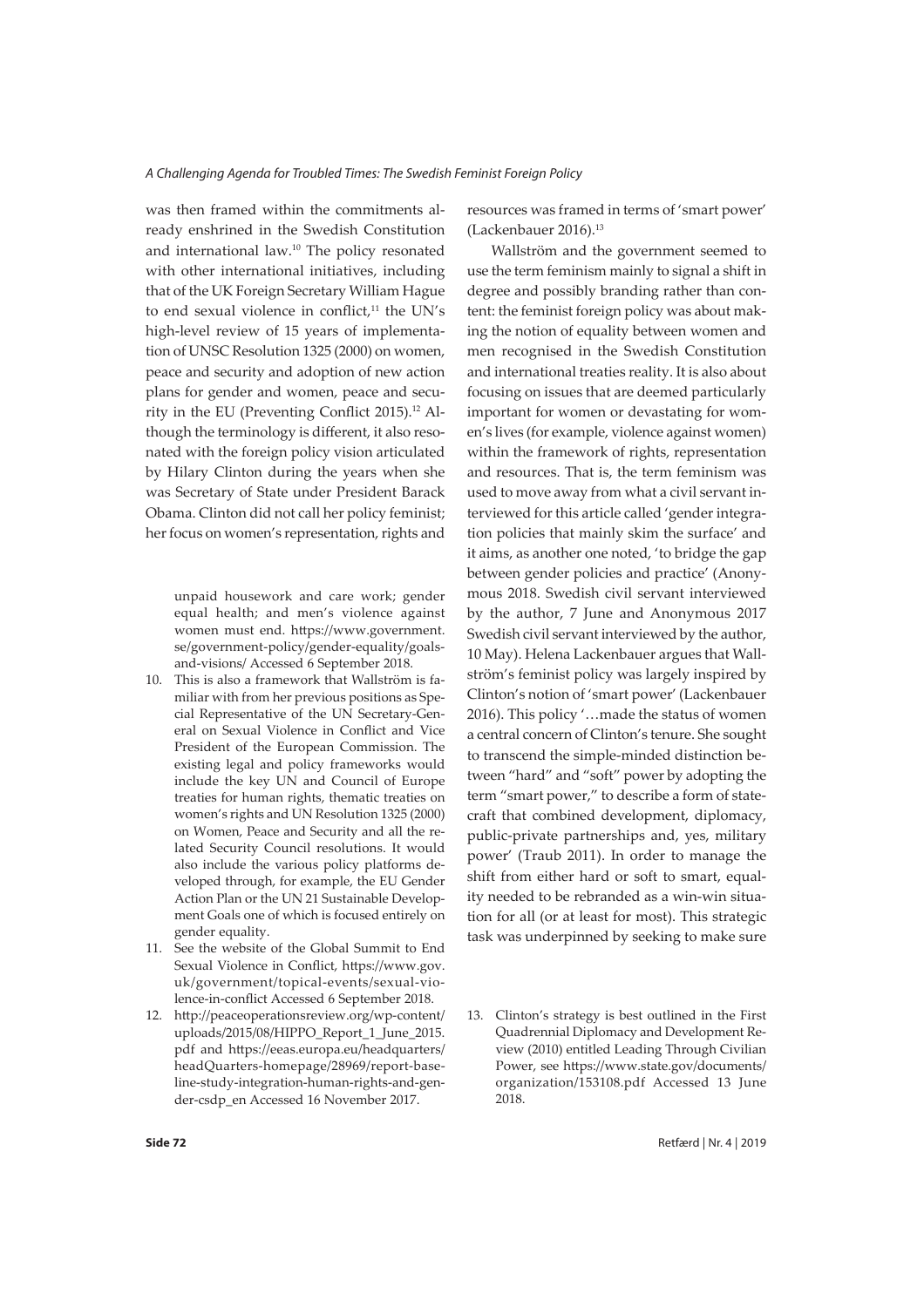was then framed within the commitments already enshrined in the Swedish Constitution and international law.[10] The policy resonated with other international initiatives, including that of the UK Foreign Secretary William Hague to end sexual violence in conflict,[11] the UN's high-level review of 15 years of implementation of UNSC Resolution 1325 (2000) on women, peace and security and adoption of new action plans for gender and women, peace and security in the EU (Preventing Conflict 2015).[12] Although the terminology is different, it also resonated with the foreign policy vision articulated by Hilary Clinton during the years when she was Secretary of State under President Barack Obama. Clinton did not call her policy feminist; her focus on women's representation, rights and resources was framed in terms of 'smart power' (Lackenbauer 2016).[13]

Wallström and the government seemed to use the term feminism mainly to signal a shift in degree and possibly branding rather than content: the feminist foreign policy was about making the notion of equality between women and men recognised in the Swedish Constitution and international treaties reality. It is also about focusing on issues that are deemed particularly important for women or devastating for women's lives (for example, violence against women) within the framework of rights, representation and resources. That is, the term feminism was used to move away from what a civil servant interviewed for this article called 'gender integration policies that mainly skim the surface' and it aims, as another one noted, 'to bridge the gap between gender policies and practice' (Anonymous 2018. Swedish civil servant interviewed by the author, 7 June and Anonymous 2017 Swedish civil servant interviewed by the author, 10 May). Helena Lackenbauer argues that Wallström's feminist policy was largely inspired by Clinton's notion of 'smart power' (Lackenbauer 2016). This policy '…made the status of women a central concern of Clinton's tenure. She sought to transcend the simple-minded distinction between "hard" and "soft" power by adopting the term "smart power," to describe a form of statecraft that combined development, diplomacy, public-private partnerships and, yes, military power' (Traub 2011). In order to manage the shift from either hard or soft to smart, equality needed to be rebranded as a win-win situation for all (or at least for most). This strategic task was underpinned by seeking to make sure

unpaid housework and care work; gender equal health; and men's violence against women must end. https://www.government.se/government-policy/gender-equality/goals-and-visions/ Accessed 6 September 2018.

10. This is also a framework that Wallström is familiar with from her previous positions as Special Representative of the UN Secretary-General on Sexual Violence in Conflict and Vice President of the European Commission. The existing legal and policy frameworks would include the key UN and Council of Europe treaties for human rights, thematic treaties on women's rights and UN Resolution 1325 (2000) on Women, Peace and Security and all the related Security Council resolutions. It would also include the various policy platforms developed through, for example, the EU Gender Action Plan or the UN 21 Sustainable Development Goals one of which is focused entirely on gender equality.
11. See the website of the Global Summit to End Sexual Violence in Conflict, https://www.gov.uk/government/topical-events/sexual-violence-in-conflict Accessed 6 September 2018.
12. http://peaceoperationsreview.org/wp-content/uploads/2015/08/HIPPO_Report_1_June_2015.pdf and https://eeas.europa.eu/headquarters/headQuarters-homepage/28969/report-baseline-study-integration-human-rights-and-gender-csdp_en Accessed 16 November 2017.
13. Clinton's strategy is best outlined in the First Quadrennial Diplomacy and Development Review (2010) entitled Leading Through Civilian Power, see https://www.state.gov/documents/organization/153108.pdf Accessed 13 June 2018.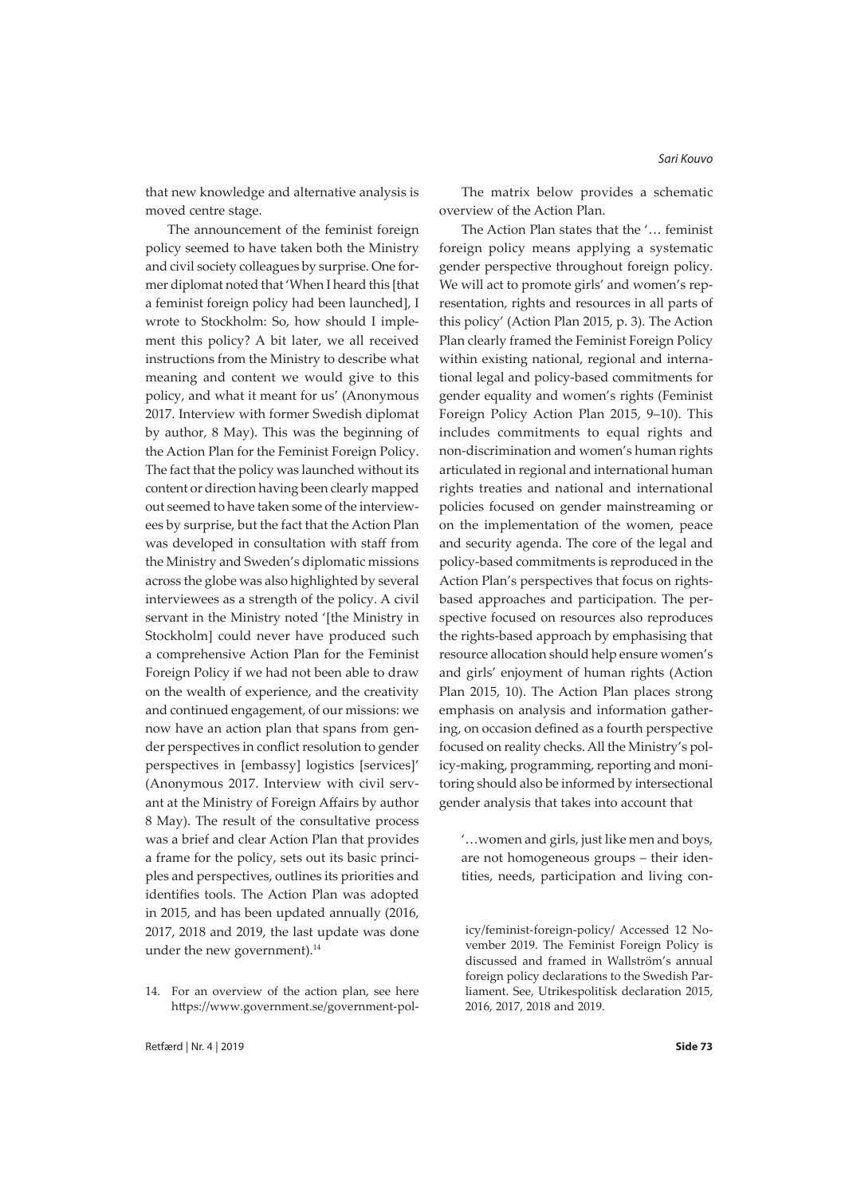that new knowledge and alternative analysis is moved centre stage.

The announcement of the feminist foreign policy seemed to have taken both the Ministry and civil society colleagues by surprise. One former diplomat noted that 'When I heard this [that a feminist foreign policy had been launched], I wrote to Stockholm: So, how should I implement this policy? A bit later, we all received instructions from the Ministry to describe what meaning and content we would give to this policy, and what it meant for us' (Anonymous 2017. Interview with former Swedish diplomat by author, 8 May). This was the beginning of the Action Plan for the Feminist Foreign Policy. The fact that the policy was launched without its content or direction having been clearly mapped out seemed to have taken some of the interviewees by surprise, but the fact that the Action Plan was developed in consultation with staff from the Ministry and Sweden's diplomatic missions across the globe was also highlighted by several interviewees as a strength of the policy. A civil servant in the Ministry noted '[the Ministry in Stockholm] could never have produced such a comprehensive Action Plan for the Feminist Foreign Policy if we had not been able to draw on the wealth of experience, and the creativity and continued engagement, of our missions: we now have an action plan that spans from gender perspectives in conflict resolution to gender perspectives in [embassy] logistics [services]' (Anonymous 2017. Interview with civil servant at the Ministry of Foreign Affairs by author 8 May). The result of the consultative process was a brief and clear Action Plan that provides a frame for the policy, sets out its basic principles and perspectives, outlines its priorities and identifies tools. The Action Plan was adopted in 2015, and has been updated annually (2016, 2017, 2018 and 2019, the last update was done under the new government).[14]

The matrix below provides a schematic overview of the Action Plan.

The Action Plan states that the '… feminist foreign policy means applying a systematic gender perspective throughout foreign policy. We will act to promote girls' and women's representation, rights and resources in all parts of this policy' (Action Plan 2015, p. 3). The Action Plan clearly framed the Feminist Foreign Policy within existing national, regional and international legal and policy-based commitments for gender equality and women's rights (Feminist Foreign Policy Action Plan 2015, 9–10). This includes commitments to equal rights and non-discrimination and women's human rights articulated in regional and international human rights treaties and national and international policies focused on gender mainstreaming or on the implementation of the women, peace and security agenda. The core of the legal and policy-based commitments is reproduced in the Action Plan's perspectives that focus on rights-based approaches and participation. The perspective focused on resources also reproduces the rights-based approach by emphasising that resource allocation should help ensure women's and girls' enjoyment of human rights (Action Plan 2015, 10). The Action Plan places strong emphasis on analysis and information gathering, on occasion defined as a fourth perspective focused on reality checks. All the Ministry's policy-making, programming, reporting and monitoring should also be informed by intersectional gender analysis that takes into account that

> '…women and girls, just like men and boys, are not homogeneous groups – their identities, needs, participation and living con-

14. For an overview of the action plan, see here https://www.government.se/government-policy/feminist-foreign-policy/ Accessed 12 November 2019. The Feminist Foreign Policy is discussed and framed in Wallström's annual foreign policy declarations to the Swedish Parliament. See, Utrikespolitisk declaration 2015, 2016, 2017, 2018 and 2019.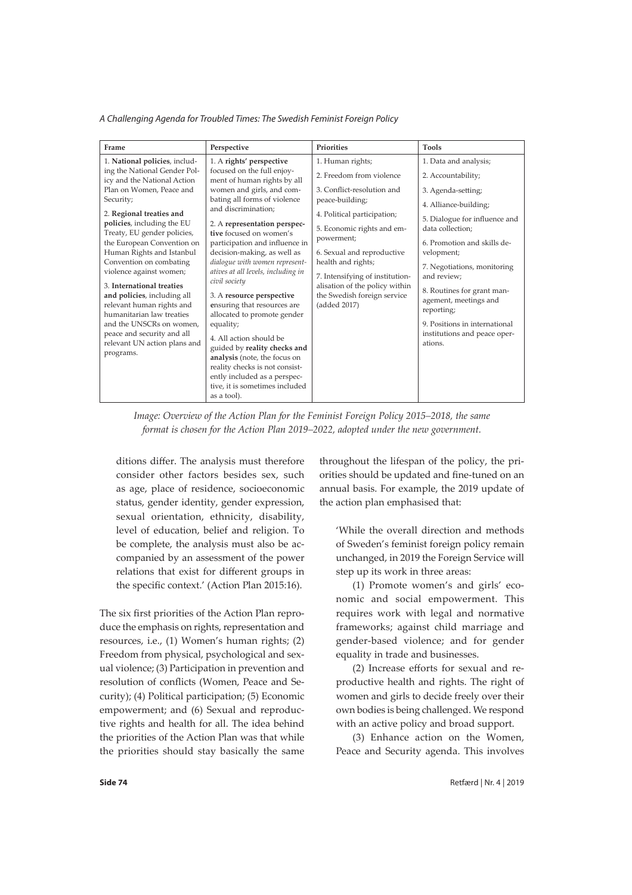| Frame | Perspective | Priorities | Tools |
|---|---|---|---|
| 1. **National policies**, including the National Gender Policy and the National Action Plan on Women, Peace and Security;<br><br>2. **Regional treaties and policies**, including the EU Treaty, EU gender policies, the European Convention on Human Rights and Istanbul Convention on combating violence against women;<br><br>3. **International treaties and policies**, including all relevant human rights and humanitarian law treaties and the UNSCRs on women, peace and security and all relevant UN action plans and programs. | 1. A **rights' perspective** focused on the full enjoyment of human rights by all women and girls, and combating all forms of violence and discrimination;<br><br>2. A **representation perspective** focused on women's participation and influence in decision-making, as well as *dialogue with women representatives at all levels, including in civil society*<br><br>3. A **resource perspective** ensuring that resources are allocated to promote gender equality;<br><br>4. All action should be guided by **reality checks and analysis** (note, the focus on reality checks is not consistently included as a perspective, it is sometimes included as a tool). | 1. Human rights;<br><br>2. Freedom from violence<br><br>3. Conflict-resolution and peace-building;<br><br>4. Political participation;<br><br>5. Economic rights and empowerment;<br><br>6. Sexual and reproductive health and rights;<br><br>7. Intensifying of institutionalisation of the policy within the Swedish foreign service (added 2017) | 1. Data and analysis;<br><br>2. Accountability;<br><br>3. Agenda-setting;<br><br>4. Alliance-building;<br><br>5. Dialogue for influence and data collection;<br><br>6. Promotion and skills development;<br><br>7. Negotiations, monitoring and review;<br><br>8. Routines for grant management, meetings and reporting;<br><br>9. Positions in international institutions and peace operations. |

*Image: Overview of the Action Plan for the Feminist Foreign Policy 2015–2018, the same format is chosen for the Action Plan 2019–2022, adopted under the new government.*

ditions differ. The analysis must therefore consider other factors besides sex, such as age, place of residence, socioeconomic status, gender identity, gender expression, sexual orientation, ethnicity, disability, level of education, belief and religion. To be complete, the analysis must also be accompanied by an assessment of the power relations that exist for different groups in the specific context.' (Action Plan 2015:16).

The six first priorities of the Action Plan reproduce the emphasis on rights, representation and resources, i.e., (1) Women's human rights; (2) Freedom from physical, psychological and sexual violence; (3) Participation in prevention and resolution of conflicts (Women, Peace and Security); (4) Political participation; (5) Economic empowerment; and (6) Sexual and reproductive rights and health for all. The idea behind the priorities of the Action Plan was that while the priorities should stay basically the same throughout the lifespan of the policy, the priorities should be updated and fine-tuned on an annual basis. For example, the 2019 update of the action plan emphasised that:

> 'While the overall direction and methods of Sweden's feminist foreign policy remain unchanged, in 2019 the Foreign Service will step up its work in three areas:
>
> (1) Promote women's and girls' economic and social empowerment. This requires work with legal and normative frameworks; against child marriage and gender-based violence; and for gender equality in trade and businesses.
>
> (2) Increase efforts for sexual and reproductive health and rights. The right of women and girls to decide freely over their own bodies is being challenged. We respond with an active policy and broad support.
>
> (3) Enhance action on the Women, Peace and Security agenda. This involves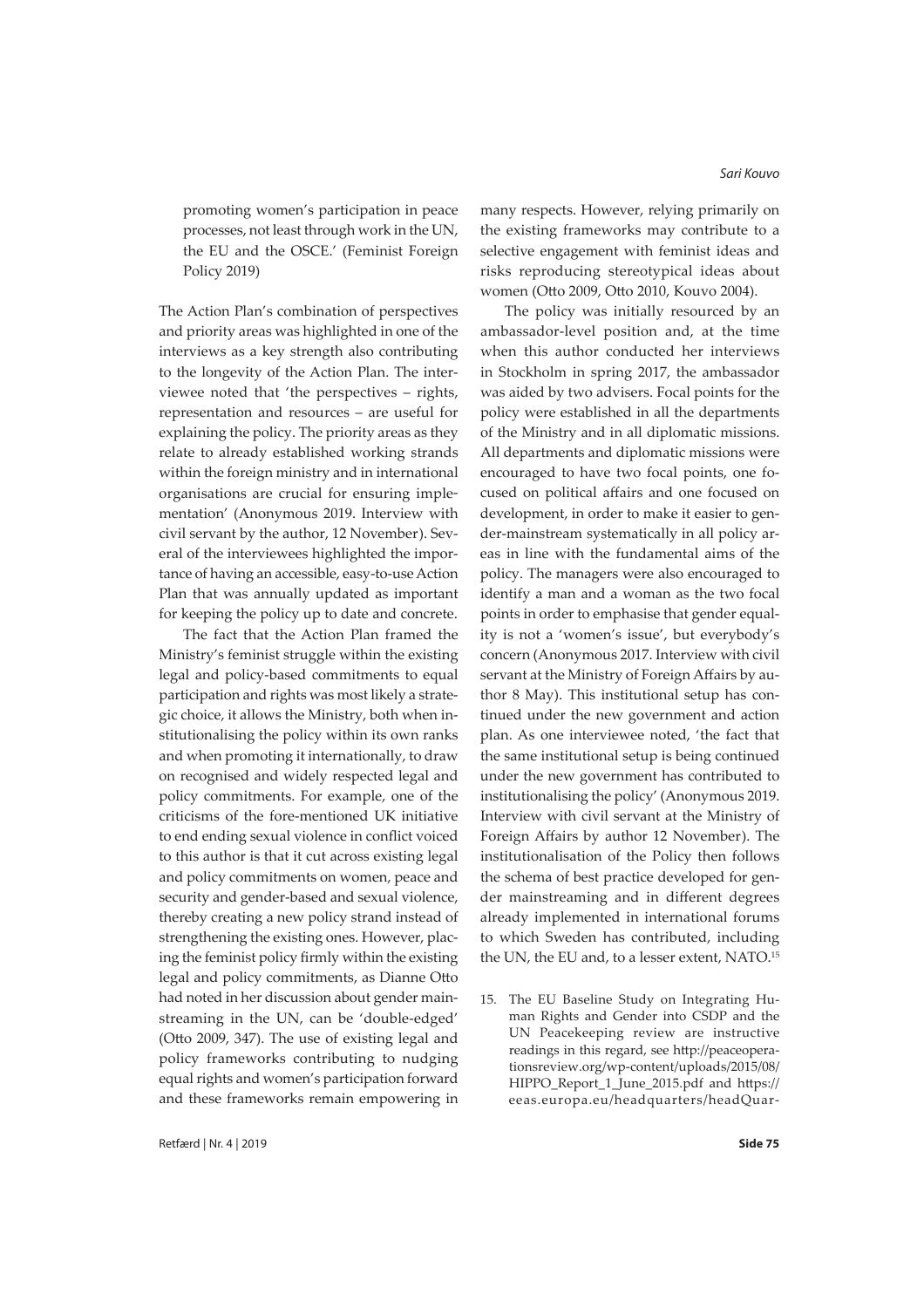promoting women's participation in peace processes, not least through work in the UN, the EU and the OSCE.' (Feminist Foreign Policy 2019)

The Action Plan's combination of perspectives and priority areas was highlighted in one of the interviews as a key strength also contributing to the longevity of the Action Plan. The interviewee noted that 'the perspectives – rights, representation and resources – are useful for explaining the policy. The priority areas as they relate to already established working strands within the foreign ministry and in international organisations are crucial for ensuring implementation' (Anonymous 2019. Interview with civil servant by the author, 12 November). Several of the interviewees highlighted the importance of having an accessible, easy-to-use Action Plan that was annually updated as important for keeping the policy up to date and concrete.

The fact that the Action Plan framed the Ministry's feminist struggle within the existing legal and policy-based commitments to equal participation and rights was most likely a strategic choice, it allows the Ministry, both when institutionalising the policy within its own ranks and when promoting it internationally, to draw on recognised and widely respected legal and policy commitments. For example, one of the criticisms of the fore-mentioned UK initiative to end ending sexual violence in conflict voiced to this author is that it cut across existing legal and policy commitments on women, peace and security and gender-based and sexual violence, thereby creating a new policy strand instead of strengthening the existing ones. However, placing the feminist policy firmly within the existing legal and policy commitments, as Dianne Otto had noted in her discussion about gender mainstreaming in the UN, can be 'double-edged' (Otto 2009, 347). The use of existing legal and policy frameworks contributing to nudging equal rights and women's participation forward and these frameworks remain empowering in many respects. However, relying primarily on the existing frameworks may contribute to a selective engagement with feminist ideas and risks reproducing stereotypical ideas about women (Otto 2009, Otto 2010, Kouvo 2004).

The policy was initially resourced by an ambassador-level position and, at the time when this author conducted her interviews in Stockholm in spring 2017, the ambassador was aided by two advisers. Focal points for the policy were established in all the departments of the Ministry and in all diplomatic missions. All departments and diplomatic missions were encouraged to have two focal points, one focused on political affairs and one focused on development, in order to make it easier to gender-mainstream systematically in all policy areas in line with the fundamental aims of the policy. The managers were also encouraged to identify a man and a woman as the two focal points in order to emphasise that gender equality is not a 'women's issue', but everybody's concern (Anonymous 2017. Interview with civil servant at the Ministry of Foreign Affairs by author 8 May). This institutional setup has continued under the new government and action plan. As one interviewee noted, 'the fact that the same institutional setup is being continued under the new government has contributed to institutionalising the policy' (Anonymous 2019. Interview with civil servant at the Ministry of Foreign Affairs by author 12 November). The institutionalisation of the Policy then follows the schema of best practice developed for gender mainstreaming and in different degrees already implemented in international forums to which Sweden has contributed, including the UN, the EU and, to a lesser extent, NATO.[15]

15. The EU Baseline Study on Integrating Human Rights and Gender into CSDP and the UN Peacekeeping review are instructive readings in this regard, see http://peaceoperationsreview.org/wp-content/uploads/2015/08/HIPPO_Report_1_June_2015.pdf and https://eeas.europa.eu/headquarters/headQuar-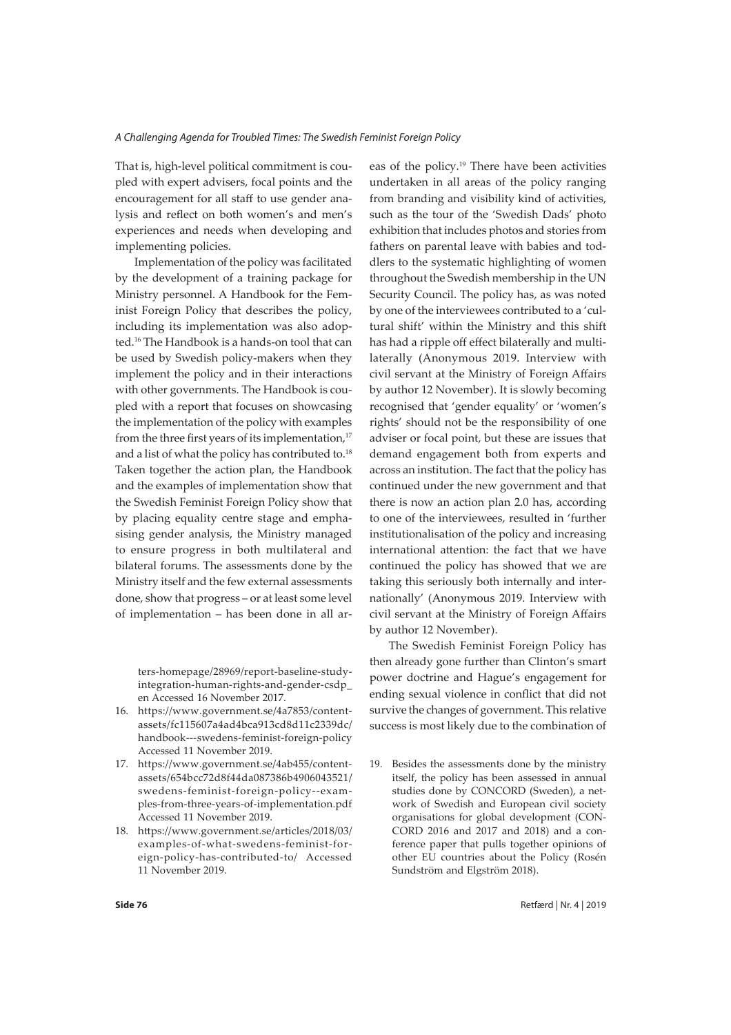That is, high-level political commitment is coupled with expert advisers, focal points and the encouragement for all staff to use gender analysis and reflect on both women's and men's experiences and needs when developing and implementing policies.

Implementation of the policy was facilitated by the development of a training package for Ministry personnel. A Handbook for the Feminist Foreign Policy that describes the policy, including its implementation was also adopted.[16] The Handbook is a hands-on tool that can be used by Swedish policy-makers when they implement the policy and in their interactions with other governments. The Handbook is coupled with a report that focuses on showcasing the implementation of the policy with examples from the three first years of its implementation,[17] and a list of what the policy has contributed to.[18] Taken together the action plan, the Handbook and the examples of implementation show that the Swedish Feminist Foreign Policy show that by placing equality centre stage and emphasising gender analysis, the Ministry managed to ensure progress in both multilateral and bilateral forums. The assessments done by the Ministry itself and the few external assessments done, show that progress – or at least some level of implementation – has been done in all areas of the policy.[19] There have been activities undertaken in all areas of the policy ranging from branding and visibility kind of activities, such as the tour of the 'Swedish Dads' photo exhibition that includes photos and stories from fathers on parental leave with babies and toddlers to the systematic highlighting of women throughout the Swedish membership in the UN Security Council. The policy has, as was noted by one of the interviewees contributed to a 'cultural shift' within the Ministry and this shift has had a ripple off effect bilaterally and multilaterally (Anonymous 2019. Interview with civil servant at the Ministry of Foreign Affairs by author 12 November). It is slowly becoming recognised that 'gender equality' or 'women's rights' should not be the responsibility of one adviser or focal point, but these are issues that demand engagement both from experts and across an institution. The fact that the policy has continued under the new government and that there is now an action plan 2.0 has, according to one of the interviewees, resulted in 'further institutionalisation of the policy and increasing international attention: the fact that we have continued the policy has showed that we are taking this seriously both internally and internationally' (Anonymous 2019. Interview with civil servant at the Ministry of Foreign Affairs by author 12 November).

The Swedish Feminist Foreign Policy has then already gone further than Clinton's smart power doctrine and Hague's engagement for ending sexual violence in conflict that did not survive the changes of government. This relative success is most likely due to the combination of

ters-homepage/28969/report-baseline-study-integration-human-rights-and-gender-csdp_en Accessed 16 November 2017.

16. https://www.government.se/4a7853/contentassets/fc115607a4ad4bca913cd8d11c2339dc/handbook---swedens-feminist-foreign-policy Accessed 11 November 2019.
17. https://www.government.se/4ab455/contentassets/654bcc72d8f44da087386b4906043521/swedens-feminist-foreign-policy--examples-from-three-years-of-implementation.pdf Accessed 11 November 2019.
18. https://www.government.se/articles/2018/03/examples-of-what-swedens-feminist-foreign-policy-has-contributed-to/ Accessed 11 November 2019.
19. Besides the assessments done by the ministry itself, the policy has been assessed in annual studies done by CONCORD (Sweden), a network of Swedish and European civil society organisations for global development (CONCORD 2016 and 2017 and 2018) and a conference paper that pulls together opinions of other EU countries about the Policy (Rosén Sundström and Elgström 2018).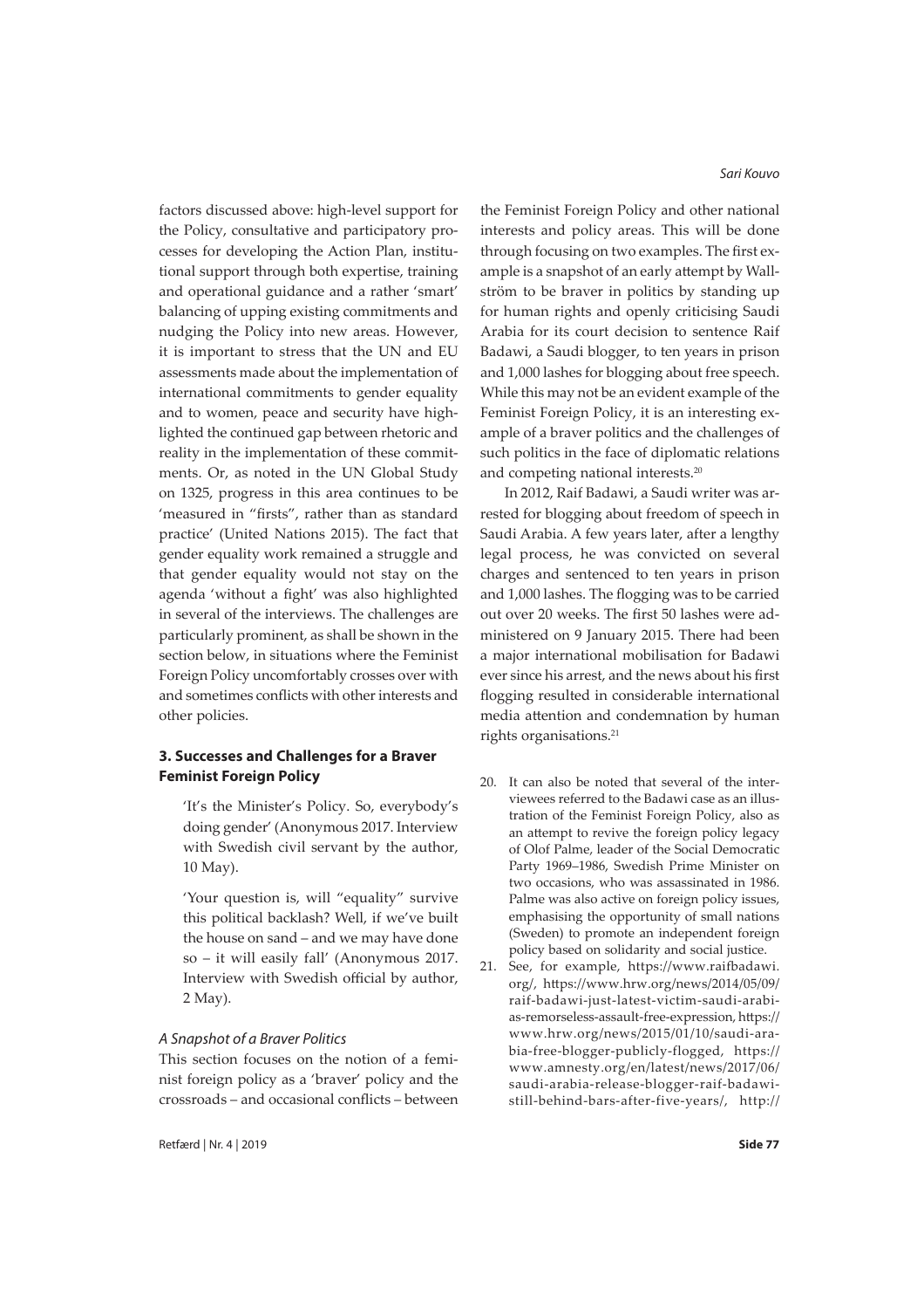factors discussed above: high-level support for the Policy, consultative and participatory processes for developing the Action Plan, institutional support through both expertise, training and operational guidance and a rather 'smart' balancing of upping existing commitments and nudging the Policy into new areas. However, it is important to stress that the UN and EU assessments made about the implementation of international commitments to gender equality and to women, peace and security have highlighted the continued gap between rhetoric and reality in the implementation of these commitments. Or, as noted in the UN Global Study on 1325, progress in this area continues to be 'measured in "firsts", rather than as standard practice' (United Nations 2015). The fact that gender equality work remained a struggle and that gender equality would not stay on the agenda 'without a fight' was also highlighted in several of the interviews. The challenges are particularly prominent, as shall be shown in the section below, in situations where the Feminist Foreign Policy uncomfortably crosses over with and sometimes conflicts with other interests and other policies.

## 3. Successes and Challenges for a Braver Feminist Foreign Policy

> 'It's the Minister's Policy. So, everybody's doing gender' (Anonymous 2017. Interview with Swedish civil servant by the author, 10 May).

> 'Your question is, will "equality" survive this political backlash? Well, if we've built the house on sand – and we may have done so – it will easily fall' (Anonymous 2017. Interview with Swedish official by author, 2 May).

### *A Snapshot of a Braver Politics*

This section focuses on the notion of a feminist foreign policy as a 'braver' policy and the crossroads – and occasional conflicts – between the Feminist Foreign Policy and other national interests and policy areas. This will be done through focusing on two examples. The first example is a snapshot of an early attempt by Wallström to be braver in politics by standing up for human rights and openly criticising Saudi Arabia for its court decision to sentence Raif Badawi, a Saudi blogger, to ten years in prison and 1,000 lashes for blogging about free speech. While this may not be an evident example of the Feminist Foreign Policy, it is an interesting example of a braver politics and the challenges of such politics in the face of diplomatic relations and competing national interests.[20]

In 2012, Raif Badawi, a Saudi writer was arrested for blogging about freedom of speech in Saudi Arabia. A few years later, after a lengthy legal process, he was convicted on several charges and sentenced to ten years in prison and 1,000 lashes. The flogging was to be carried out over 20 weeks. The first 50 lashes were administered on 9 January 2015. There had been a major international mobilisation for Badawi ever since his arrest, and the news about his first flogging resulted in considerable international media attention and condemnation by human rights organisations.[21]

20. It can also be noted that several of the interviewees referred to the Badawi case as an illustration of the Feminist Foreign Policy, also as an attempt to revive the foreign policy legacy of Olof Palme, leader of the Social Democratic Party 1969–1986, Swedish Prime Minister on two occasions, who was assassinated in 1986. Palme was also active on foreign policy issues, emphasising the opportunity of small nations (Sweden) to promote an independent foreign policy based on solidarity and social justice.
21. See, for example, https://www.raifbadawi.org/, https://www.hrw.org/news/2014/05/09/raif-badawi-just-latest-victim-saudi-arabias-remorseless-assault-free-expression, https://www.hrw.org/news/2015/01/10/saudi-arabia-free-blogger-publicly-flogged, https://www.amnesty.org/en/latest/news/2017/06/saudi-arabia-release-blogger-raif-badawi-still-behind-bars-after-five-years/, http://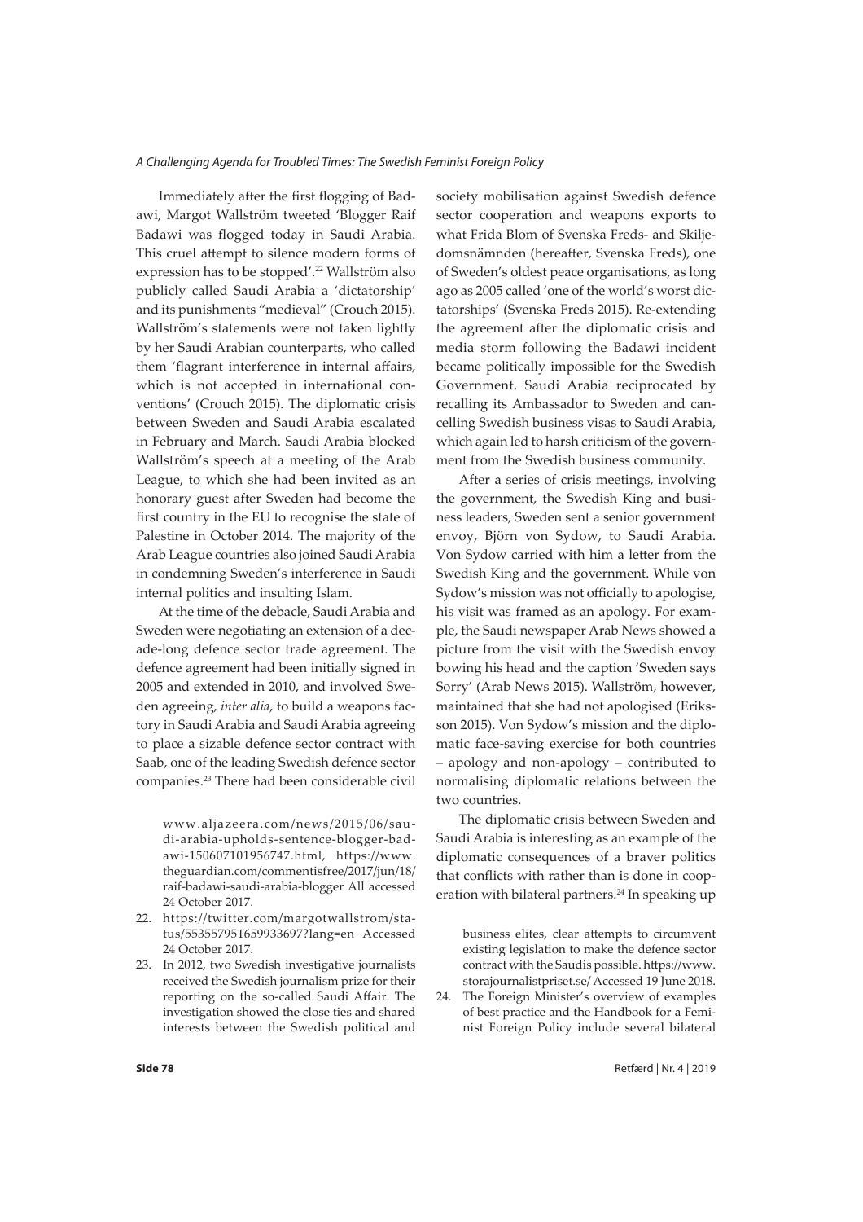Immediately after the first flogging of Badawi, Margot Wallström tweeted 'Blogger Raif Badawi was flogged today in Saudi Arabia. This cruel attempt to silence modern forms of expression has to be stopped'.[22] Wallström also publicly called Saudi Arabia a 'dictatorship' and its punishments "medieval" (Crouch 2015). Wallström's statements were not taken lightly by her Saudi Arabian counterparts, who called them 'flagrant interference in internal affairs, which is not accepted in international conventions' (Crouch 2015). The diplomatic crisis between Sweden and Saudi Arabia escalated in February and March. Saudi Arabia blocked Wallström's speech at a meeting of the Arab League, to which she had been invited as an honorary guest after Sweden had become the first country in the EU to recognise the state of Palestine in October 2014. The majority of the Arab League countries also joined Saudi Arabia in condemning Sweden's interference in Saudi internal politics and insulting Islam.

At the time of the debacle, Saudi Arabia and Sweden were negotiating an extension of a decade-long defence sector trade agreement. The defence agreement had been initially signed in 2005 and extended in 2010, and involved Sweden agreeing, *inter alia*, to build a weapons factory in Saudi Arabia and Saudi Arabia agreeing to place a sizable defence sector contract with Saab, one of the leading Swedish defence sector companies.[23] There had been considerable civil society mobilisation against Swedish defence sector cooperation and weapons exports to what Frida Blom of Svenska Freds- and Skiljedomsnämnden (hereafter, Svenska Freds), one of Sweden's oldest peace organisations, as long ago as 2005 called 'one of the world's worst dictatorships' (Svenska Freds 2015). Re-extending the agreement after the diplomatic crisis and media storm following the Badawi incident became politically impossible for the Swedish Government. Saudi Arabia reciprocated by recalling its Ambassador to Sweden and cancelling Swedish business visas to Saudi Arabia, which again led to harsh criticism of the government from the Swedish business community.

After a series of crisis meetings, involving the government, the Swedish King and business leaders, Sweden sent a senior government envoy, Björn von Sydow, to Saudi Arabia. Von Sydow carried with him a letter from the Swedish King and the government. While von Sydow's mission was not officially to apologise, his visit was framed as an apology. For example, the Saudi newspaper Arab News showed a picture from the visit with the Swedish envoy bowing his head and the caption 'Sweden says Sorry' (Arab News 2015). Wallström, however, maintained that she had not apologised (Eriksson 2015). Von Sydow's mission and the diplomatic face-saving exercise for both countries – apology and non-apology – contributed to normalising diplomatic relations between the two countries.

The diplomatic crisis between Sweden and Saudi Arabia is interesting as an example of the diplomatic consequences of a braver politics that conflicts with rather than is done in cooperation with bilateral partners.[24] In speaking up

www.aljazeera.com/news/2015/06/saudi-arabia-upholds-sentence-blogger-badawi-150607101956747.html, https://www.theguardian.com/commentisfree/2017/jun/18/raif-badawi-saudi-arabia-blogger All accessed 24 October 2017.

22. https://twitter.com/margotwallstrom/status/553557951659933697?lang=en Accessed 24 October 2017.
23. In 2012, two Swedish investigative journalists received the Swedish journalism prize for their reporting on the so-called Saudi Affair. The investigation showed the close ties and shared interests between the Swedish political and business elites, clear attempts to circumvent existing legislation to make the defence sector contract with the Saudis possible. https://www.storajournalistpriset.se/ Accessed 19 June 2018.
24. The Foreign Minister's overview of examples of best practice and the Handbook for a Feminist Foreign Policy include several bilateral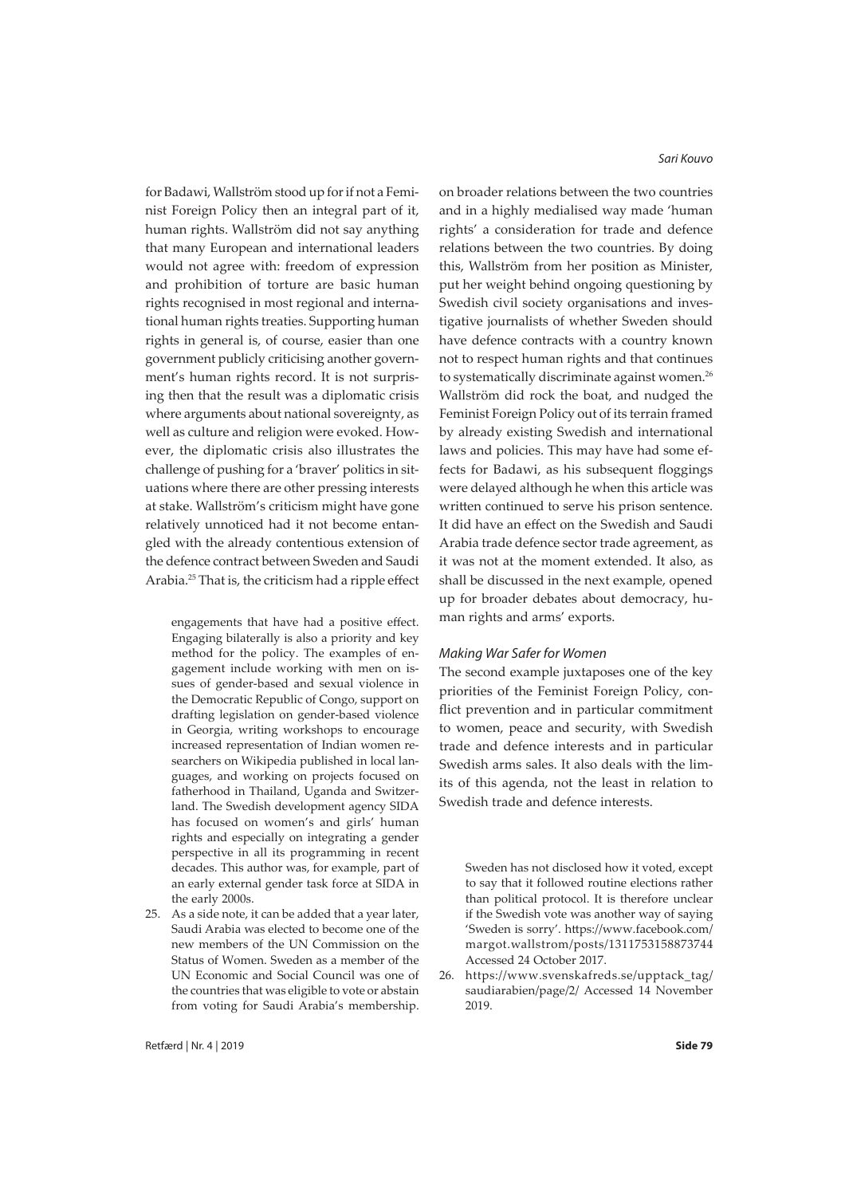for Badawi, Wallström stood up for if not a Feminist Foreign Policy then an integral part of it, human rights. Wallström did not say anything that many European and international leaders would not agree with: freedom of expression and prohibition of torture are basic human rights recognised in most regional and international human rights treaties. Supporting human rights in general is, of course, easier than one government publicly criticising another government's human rights record. It is not surprising then that the result was a diplomatic crisis where arguments about national sovereignty, as well as culture and religion were evoked. However, the diplomatic crisis also illustrates the challenge of pushing for a 'braver' politics in situations where there are other pressing interests at stake. Wallström's criticism might have gone relatively unnoticed had it not become entangled with the already contentious extension of the defence contract between Sweden and Saudi Arabia.[25] That is, the criticism had a ripple effect on broader relations between the two countries and in a highly medialised way made 'human rights' a consideration for trade and defence relations between the two countries. By doing this, Wallström from her position as Minister, put her weight behind ongoing questioning by Swedish civil society organisations and investigative journalists of whether Sweden should have defence contracts with a country known not to respect human rights and that continues to systematically discriminate against women.[26] Wallström did rock the boat, and nudged the Feminist Foreign Policy out of its terrain framed by already existing Swedish and international laws and policies. This may have had some effects for Badawi, as his subsequent floggings were delayed although he when this article was written continued to serve his prison sentence. It did have an effect on the Swedish and Saudi Arabia trade defence sector trade agreement, as it was not at the moment extended. It also, as shall be discussed in the next example, opened up for broader debates about democracy, human rights and arms' exports.

### *Making War Safer for Women*

The second example juxtaposes one of the key priorities of the Feminist Foreign Policy, conflict prevention and in particular commitment to women, peace and security, with Swedish trade and defence interests and in particular Swedish arms sales. It also deals with the limits of this agenda, not the least in relation to Swedish trade and defence interests.

---

engagements that have had a positive effect. Engaging bilaterally is also a priority and key method for the policy. The examples of engagement include working with men on issues of gender-based and sexual violence in the Democratic Republic of Congo, support on drafting legislation on gender-based violence in Georgia, writing workshops to encourage increased representation of Indian women researchers on Wikipedia published in local languages, and working on projects focused on fatherhood in Thailand, Uganda and Switzerland. The Swedish development agency SIDA has focused on women's and girls' human rights and especially on integrating a gender perspective in all its programming in recent decades. This author was, for example, part of an early external gender task force at SIDA in the early 2000s.

25. As a side note, it can be added that a year later, Saudi Arabia was elected to become one of the new members of the UN Commission on the Status of Women. Sweden as a member of the UN Economic and Social Council was one of the countries that was eligible to vote or abstain from voting for Saudi Arabia's membership. Sweden has not disclosed how it voted, except to say that it followed routine elections rather than political protocol. It is therefore unclear if the Swedish vote was another way of saying 'Sweden is sorry'. https://www.facebook.com/margot.wallstrom/posts/1311753158873744 Accessed 24 October 2017.
26. https://www.svenskafreds.se/upptack_tag/saudiarabien/page/2/ Accessed 14 November 2019.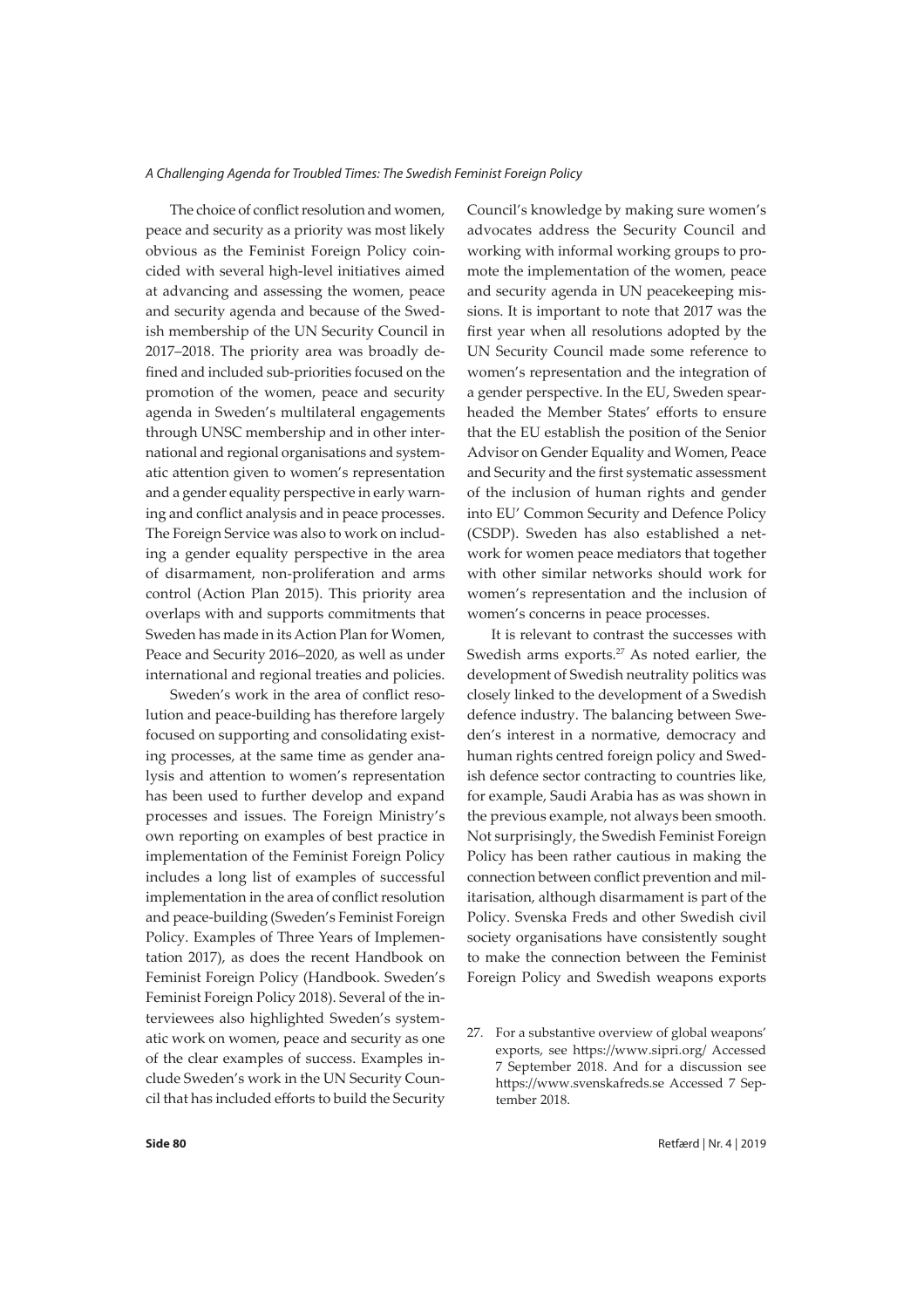The choice of conflict resolution and women, peace and security as a priority was most likely obvious as the Feminist Foreign Policy coincided with several high-level initiatives aimed at advancing and assessing the women, peace and security agenda and because of the Swedish membership of the UN Security Council in 2017–2018. The priority area was broadly defined and included sub-priorities focused on the promotion of the women, peace and security agenda in Sweden's multilateral engagements through UNSC membership and in other international and regional organisations and systematic attention given to women's representation and a gender equality perspective in early warning and conflict analysis and in peace processes. The Foreign Service was also to work on including a gender equality perspective in the area of disarmament, non-proliferation and arms control (Action Plan 2015). This priority area overlaps with and supports commitments that Sweden has made in its Action Plan for Women, Peace and Security 2016–2020, as well as under international and regional treaties and policies.

Sweden's work in the area of conflict resolution and peace-building has therefore largely focused on supporting and consolidating existing processes, at the same time as gender analysis and attention to women's representation has been used to further develop and expand processes and issues. The Foreign Ministry's own reporting on examples of best practice in implementation of the Feminist Foreign Policy includes a long list of examples of successful implementation in the area of conflict resolution and peace-building (Sweden's Feminist Foreign Policy. Examples of Three Years of Implementation 2017), as does the recent Handbook on Feminist Foreign Policy (Handbook. Sweden's Feminist Foreign Policy 2018). Several of the interviewees also highlighted Sweden's systematic work on women, peace and security as one of the clear examples of success. Examples include Sweden's work in the UN Security Council that has included efforts to build the Security Council's knowledge by making sure women's advocates address the Security Council and working with informal working groups to promote the implementation of the women, peace and security agenda in UN peacekeeping missions. It is important to note that 2017 was the first year when all resolutions adopted by the UN Security Council made some reference to women's representation and the integration of a gender perspective. In the EU, Sweden spearheaded the Member States' efforts to ensure that the EU establish the position of the Senior Advisor on Gender Equality and Women, Peace and Security and the first systematic assessment of the inclusion of human rights and gender into EU' Common Security and Defence Policy (CSDP). Sweden has also established a network for women peace mediators that together with other similar networks should work for women's representation and the inclusion of women's concerns in peace processes.

It is relevant to contrast the successes with Swedish arms exports.[27] As noted earlier, the development of Swedish neutrality politics was closely linked to the development of a Swedish defence industry. The balancing between Sweden's interest in a normative, democracy and human rights centred foreign policy and Swedish defence sector contracting to countries like, for example, Saudi Arabia has as was shown in the previous example, not always been smooth. Not surprisingly, the Swedish Feminist Foreign Policy has been rather cautious in making the connection between conflict prevention and militarisation, although disarmament is part of the Policy. Svenska Freds and other Swedish civil society organisations have consistently sought to make the connection between the Feminist Foreign Policy and Swedish weapons exports

27. For a substantive overview of global weapons' exports, see https://www.sipri.org/ Accessed 7 September 2018. And for a discussion see https://www.svenskafreds.se Accessed 7 September 2018.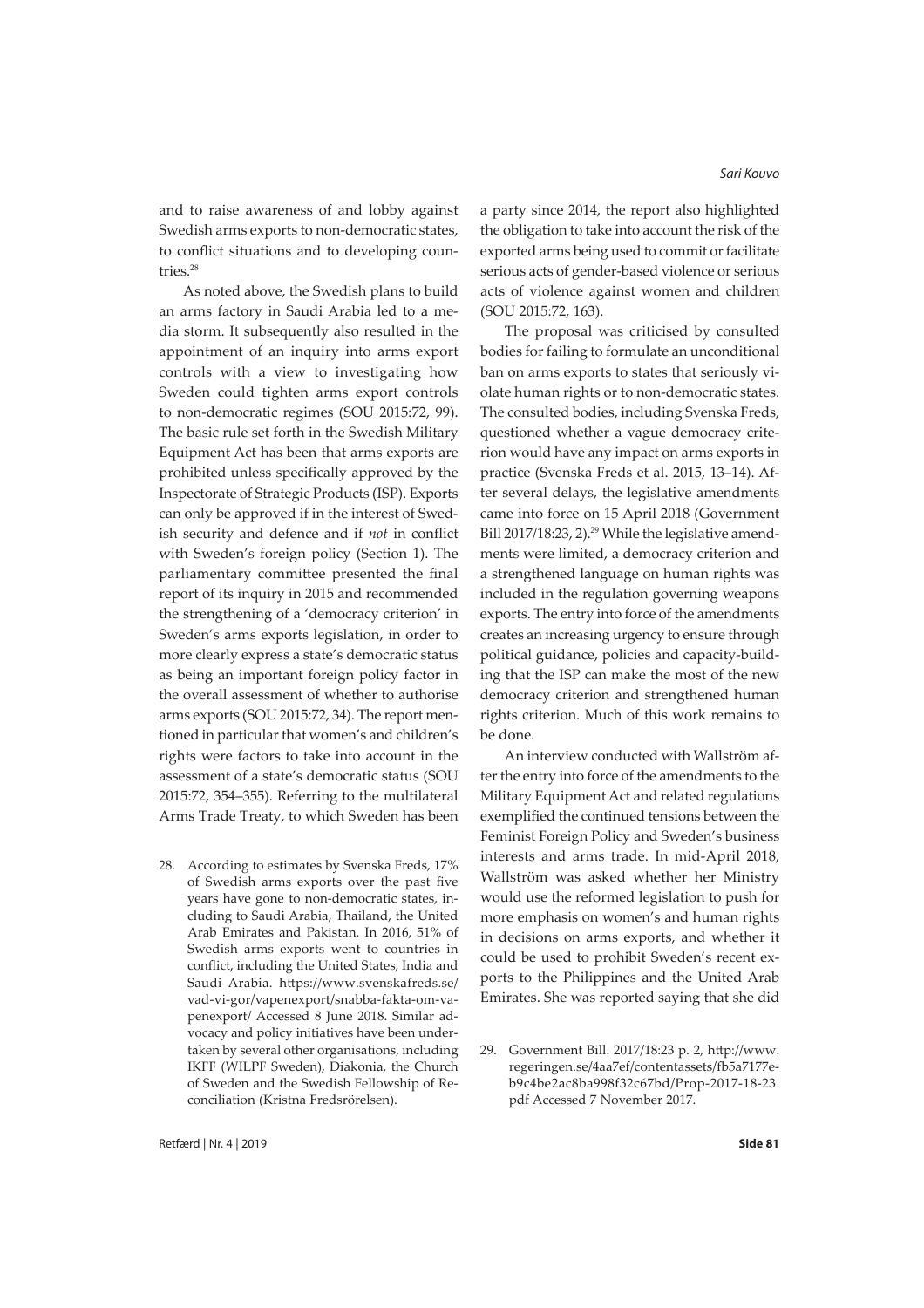and to raise awareness of and lobby against Swedish arms exports to non-democratic states, to conflict situations and to developing countries.[28]

As noted above, the Swedish plans to build an arms factory in Saudi Arabia led to a media storm. It subsequently also resulted in the appointment of an inquiry into arms export controls with a view to investigating how Sweden could tighten arms export controls to non-democratic regimes (SOU 2015:72, 99). The basic rule set forth in the Swedish Military Equipment Act has been that arms exports are prohibited unless specifically approved by the Inspectorate of Strategic Products (ISP). Exports can only be approved if in the interest of Swedish security and defence and if *not* in conflict with Sweden's foreign policy (Section 1). The parliamentary committee presented the final report of its inquiry in 2015 and recommended the strengthening of a 'democracy criterion' in Sweden's arms exports legislation, in order to more clearly express a state's democratic status as being an important foreign policy factor in the overall assessment of whether to authorise arms exports (SOU 2015:72, 34). The report mentioned in particular that women's and children's rights were factors to take into account in the assessment of a state's democratic status (SOU 2015:72, 354–355). Referring to the multilateral Arms Trade Treaty, to which Sweden has been a party since 2014, the report also highlighted the obligation to take into account the risk of the exported arms being used to commit or facilitate serious acts of gender-based violence or serious acts of violence against women and children (SOU 2015:72, 163).

The proposal was criticised by consulted bodies for failing to formulate an unconditional ban on arms exports to states that seriously violate human rights or to non-democratic states. The consulted bodies, including Svenska Freds, questioned whether a vague democracy criterion would have any impact on arms exports in practice (Svenska Freds et al. 2015, 13–14). After several delays, the legislative amendments came into force on 15 April 2018 (Government Bill 2017/18:23, 2).[29] While the legislative amendments were limited, a democracy criterion and a strengthened language on human rights was included in the regulation governing weapons exports. The entry into force of the amendments creates an increasing urgency to ensure through political guidance, policies and capacity-building that the ISP can make the most of the new democracy criterion and strengthened human rights criterion. Much of this work remains to be done.

An interview conducted with Wallström after the entry into force of the amendments to the Military Equipment Act and related regulations exemplified the continued tensions between the Feminist Foreign Policy and Sweden's business interests and arms trade. In mid-April 2018, Wallström was asked whether her Ministry would use the reformed legislation to push for more emphasis on women's and human rights in decisions on arms exports, and whether it could be used to prohibit Sweden's recent exports to the Philippines and the United Arab Emirates. She was reported saying that she did

28. According to estimates by Svenska Freds, 17% of Swedish arms exports over the past five years have gone to non-democratic states, including to Saudi Arabia, Thailand, the United Arab Emirates and Pakistan. In 2016, 51% of Swedish arms exports went to countries in conflict, including the United States, India and Saudi Arabia. https://www.svenskafreds.se/vad-vi-gor/vapenexport/snabba-fakta-om-vapenexport/ Accessed 8 June 2018. Similar advocacy and policy initiatives have been undertaken by several other organisations, including IKFF (WILPF Sweden), Diakonia, the Church of Sweden and the Swedish Fellowship of Reconciliation (Kristna Fredsrörelsen).

29. Government Bill. 2017/18:23 p. 2, http://www.regeringen.se/4aa7ef/contentassets/fb5a7177eb9c4be2ac8ba998f32c67bd/Prop-2017-18-23.pdf Accessed 7 November 2017.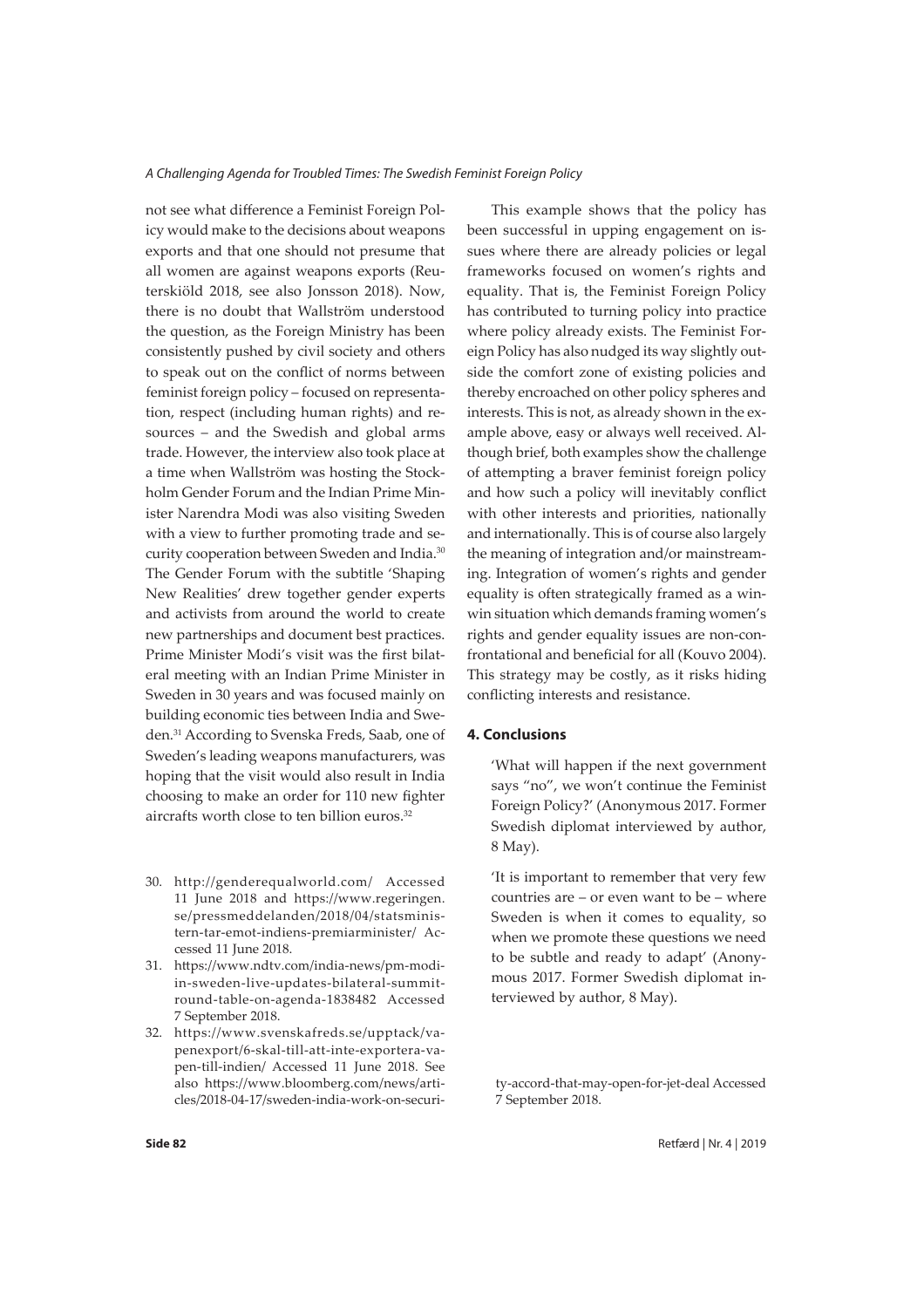not see what difference a Feminist Foreign Policy would make to the decisions about weapons exports and that one should not presume that all women are against weapons exports (Reuterskiöld 2018, see also Jonsson 2018). Now, there is no doubt that Wallström understood the question, as the Foreign Ministry has been consistently pushed by civil society and others to speak out on the conflict of norms between feminist foreign policy – focused on representation, respect (including human rights) and resources – and the Swedish and global arms trade. However, the interview also took place at a time when Wallström was hosting the Stockholm Gender Forum and the Indian Prime Minister Narendra Modi was also visiting Sweden with a view to further promoting trade and security cooperation between Sweden and India.[30] The Gender Forum with the subtitle 'Shaping New Realities' drew together gender experts and activists from around the world to create new partnerships and document best practices. Prime Minister Modi's visit was the first bilateral meeting with an Indian Prime Minister in Sweden in 30 years and was focused mainly on building economic ties between India and Sweden.[31] According to Svenska Freds, Saab, one of Sweden's leading weapons manufacturers, was hoping that the visit would also result in India choosing to make an order for 110 new fighter aircrafts worth close to ten billion euros.[32]

This example shows that the policy has been successful in upping engagement on issues where there are already policies or legal frameworks focused on women's rights and equality. That is, the Feminist Foreign Policy has contributed to turning policy into practice where policy already exists. The Feminist Foreign Policy has also nudged its way slightly outside the comfort zone of existing policies and thereby encroached on other policy spheres and interests. This is not, as already shown in the example above, easy or always well received. Although brief, both examples show the challenge of attempting a braver feminist foreign policy and how such a policy will inevitably conflict with other interests and priorities, nationally and internationally. This is of course also largely the meaning of integration and/or mainstreaming. Integration of women's rights and gender equality is often strategically framed as a win-win situation which demands framing women's rights and gender equality issues are non-confrontational and beneficial for all (Kouvo 2004). This strategy may be costly, as it risks hiding conflicting interests and resistance.

## 4. Conclusions

> 'What will happen if the next government says "no", we won't continue the Feminist Foreign Policy?' (Anonymous 2017. Former Swedish diplomat interviewed by author, 8 May).

> 'It is important to remember that very few countries are – or even want to be – where Sweden is when it comes to equality, so when we promote these questions we need to be subtle and ready to adapt' (Anonymous 2017. Former Swedish diplomat interviewed by author, 8 May).

---

30. http://genderequalworld.com/ Accessed 11 June 2018 and https://www.regeringen.se/pressmeddelanden/2018/04/statsministern-tar-emot-indiens-premiarminister/ Accessed 11 June 2018.
31. https://www.ndtv.com/india-news/pm-modi-in-sweden-live-updates-bilateral-summit-round-table-on-agenda-1838482 Accessed 7 September 2018.
32. https://www.svenskafreds.se/upptack/vapenexport/6-skal-till-att-inte-exportera-vapen-till-indien/ Accessed 11 June 2018. See also https://www.bloomberg.com/news/articles/2018-04-17/sweden-india-work-on-security-accord-that-may-open-for-jet-deal Accessed 7 September 2018.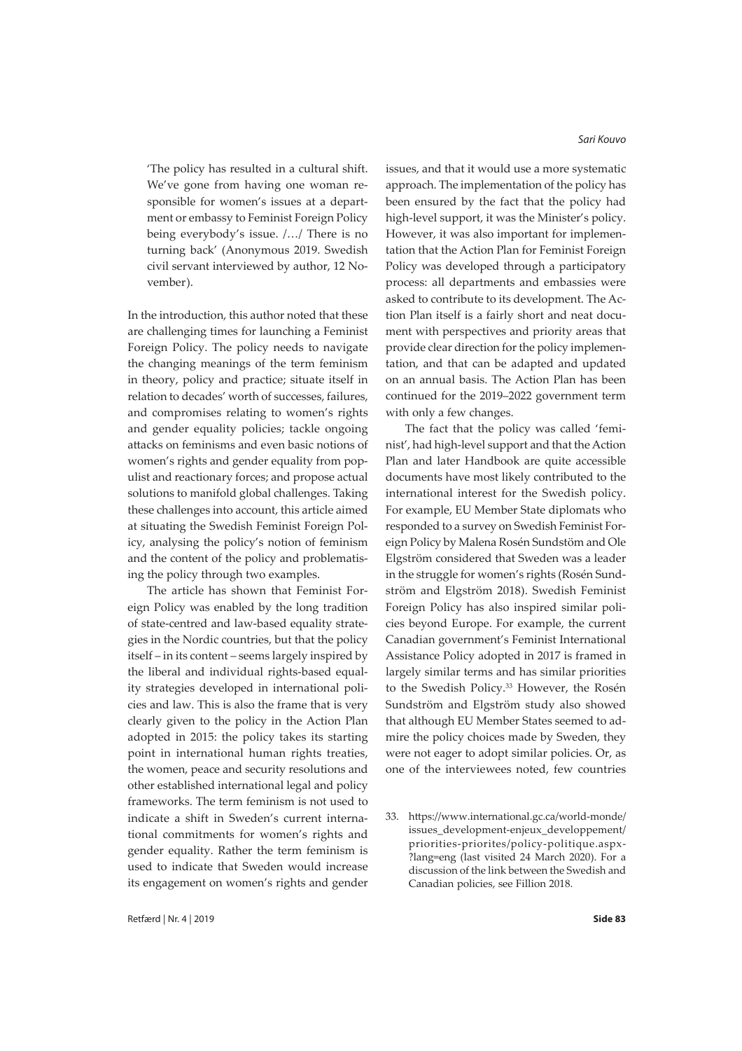> 'The policy has resulted in a cultural shift. We've gone from having one woman responsible for women's issues at a department or embassy to Feminist Foreign Policy being everybody's issue. /…/ There is no turning back' (Anonymous 2019. Swedish civil servant interviewed by author, 12 November).

In the introduction, this author noted that these are challenging times for launching a Feminist Foreign Policy. The policy needs to navigate the changing meanings of the term feminism in theory, policy and practice; situate itself in relation to decades' worth of successes, failures, and compromises relating to women's rights and gender equality policies; tackle ongoing attacks on feminisms and even basic notions of women's rights and gender equality from populist and reactionary forces; and propose actual solutions to manifold global challenges. Taking these challenges into account, this article aimed at situating the Swedish Feminist Foreign Policy, analysing the policy's notion of feminism and the content of the policy and problematising the policy through two examples.

The article has shown that Feminist Foreign Policy was enabled by the long tradition of state-centred and law-based equality strategies in the Nordic countries, but that the policy itself – in its content – seems largely inspired by the liberal and individual rights-based equality strategies developed in international policies and law. This is also the frame that is very clearly given to the policy in the Action Plan adopted in 2015: the policy takes its starting point in international human rights treaties, the women, peace and security resolutions and other established international legal and policy frameworks. The term feminism is not used to indicate a shift in Sweden's current international commitments for women's rights and gender equality. Rather the term feminism is used to indicate that Sweden would increase its engagement on women's rights and gender issues, and that it would use a more systematic approach. The implementation of the policy has been ensured by the fact that the policy had high-level support, it was the Minister's policy. However, it was also important for implementation that the Action Plan for Feminist Foreign Policy was developed through a participatory process: all departments and embassies were asked to contribute to its development. The Action Plan itself is a fairly short and neat document with perspectives and priority areas that provide clear direction for the policy implementation, and that can be adapted and updated on an annual basis. The Action Plan has been continued for the 2019–2022 government term with only a few changes.

The fact that the policy was called 'feminist', had high-level support and that the Action Plan and later Handbook are quite accessible documents have most likely contributed to the international interest for the Swedish policy. For example, EU Member State diplomats who responded to a survey on Swedish Feminist Foreign Policy by Malena Rosén Sundstöm and Ole Elgström considered that Sweden was a leader in the struggle for women's rights (Rosén Sundström and Elgström 2018). Swedish Feminist Foreign Policy has also inspired similar policies beyond Europe. For example, the current Canadian government's Feminist International Assistance Policy adopted in 2017 is framed in largely similar terms and has similar priorities to the Swedish Policy.[33] However, the Rosén Sundström and Elgström study also showed that although EU Member States seemed to admire the policy choices made by Sweden, they were not eager to adopt similar policies. Or, as one of the interviewees noted, few countries

33. https://www.international.gc.ca/world-monde/issues_development-enjeux_developpement/priorities-priorites/policy-politique.aspx?lang=eng (last visited 24 March 2020). For a discussion of the link between the Swedish and Canadian policies, see Fillion 2018.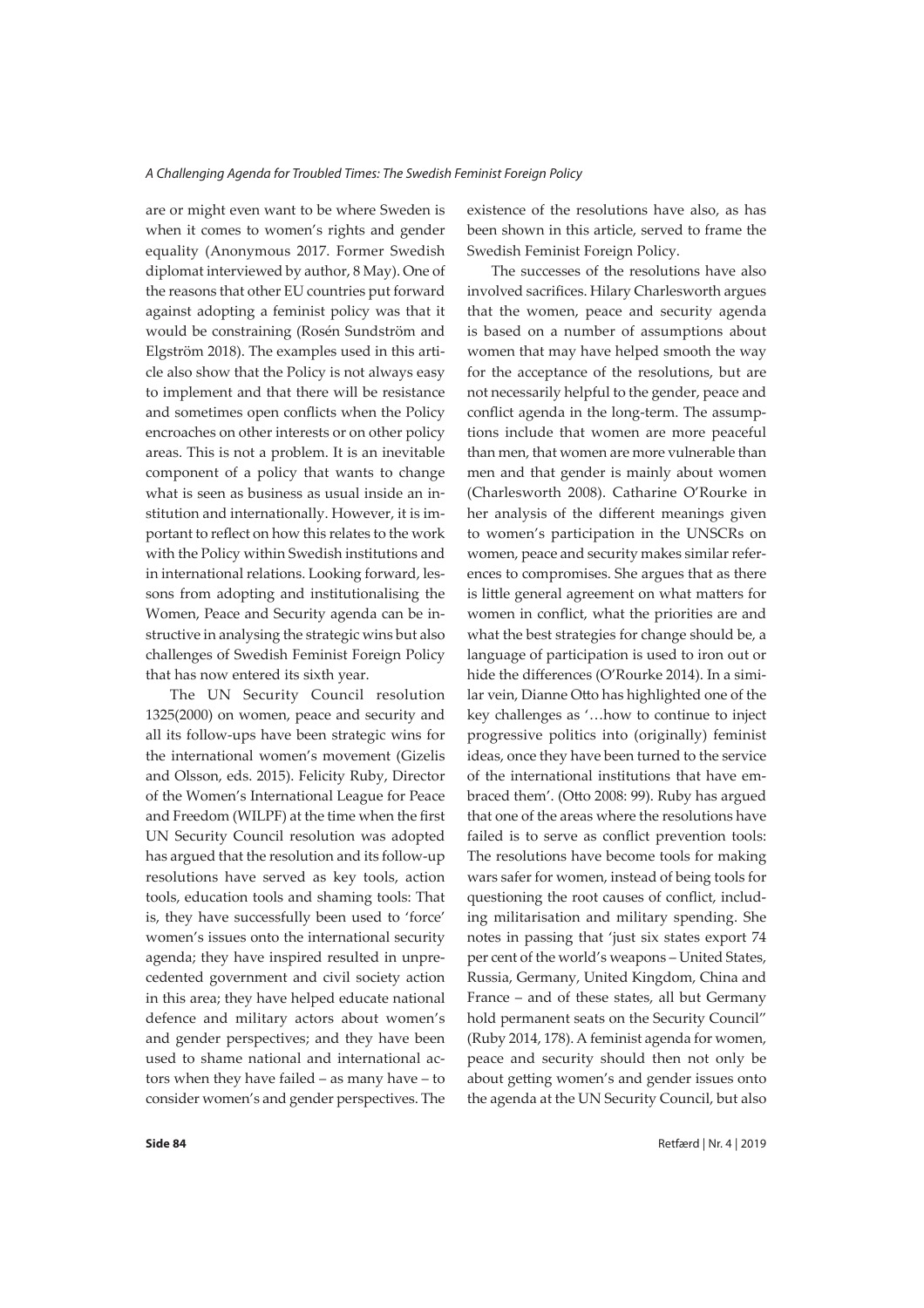are or might even want to be where Sweden is when it comes to women's rights and gender equality (Anonymous 2017. Former Swedish diplomat interviewed by author, 8 May). One of the reasons that other EU countries put forward against adopting a feminist policy was that it would be constraining (Rosén Sundström and Elgström 2018). The examples used in this article also show that the Policy is not always easy to implement and that there will be resistance and sometimes open conflicts when the Policy encroaches on other interests or on other policy areas. This is not a problem. It is an inevitable component of a policy that wants to change what is seen as business as usual inside an institution and internationally. However, it is important to reflect on how this relates to the work with the Policy within Swedish institutions and in international relations. Looking forward, lessons from adopting and institutionalising the Women, Peace and Security agenda can be instructive in analysing the strategic wins but also challenges of Swedish Feminist Foreign Policy that has now entered its sixth year.

The UN Security Council resolution 1325(2000) on women, peace and security and all its follow-ups have been strategic wins for the international women's movement (Gizelis and Olsson, eds. 2015). Felicity Ruby, Director of the Women's International League for Peace and Freedom (WILPF) at the time when the first UN Security Council resolution was adopted has argued that the resolution and its follow-up resolutions have served as key tools, action tools, education tools and shaming tools: That is, they have successfully been used to 'force' women's issues onto the international security agenda; they have inspired resulted in unprecedented government and civil society action in this area; they have helped educate national defence and military actors about women's and gender perspectives; and they have been used to shame national and international actors when they have failed – as many have – to consider women's and gender perspectives. The existence of the resolutions have also, as has been shown in this article, served to frame the Swedish Feminist Foreign Policy.

The successes of the resolutions have also involved sacrifices. Hilary Charlesworth argues that the women, peace and security agenda is based on a number of assumptions about women that may have helped smooth the way for the acceptance of the resolutions, but are not necessarily helpful to the gender, peace and conflict agenda in the long-term. The assumptions include that women are more peaceful than men, that women are more vulnerable than men and that gender is mainly about women (Charlesworth 2008). Catharine O'Rourke in her analysis of the different meanings given to women's participation in the UNSCRs on women, peace and security makes similar references to compromises. She argues that as there is little general agreement on what matters for women in conflict, what the priorities are and what the best strategies for change should be, a language of participation is used to iron out or hide the differences (O'Rourke 2014). In a similar vein, Dianne Otto has highlighted one of the key challenges as '…how to continue to inject progressive politics into (originally) feminist ideas, once they have been turned to the service of the international institutions that have embraced them'. (Otto 2008: 99). Ruby has argued that one of the areas where the resolutions have failed is to serve as conflict prevention tools: The resolutions have become tools for making wars safer for women, instead of being tools for questioning the root causes of conflict, including militarisation and military spending. She notes in passing that 'just six states export 74 per cent of the world's weapons – United States, Russia, Germany, United Kingdom, China and France – and of these states, all but Germany hold permanent seats on the Security Council" (Ruby 2014, 178). A feminist agenda for women, peace and security should then not only be about getting women's and gender issues onto the agenda at the UN Security Council, but also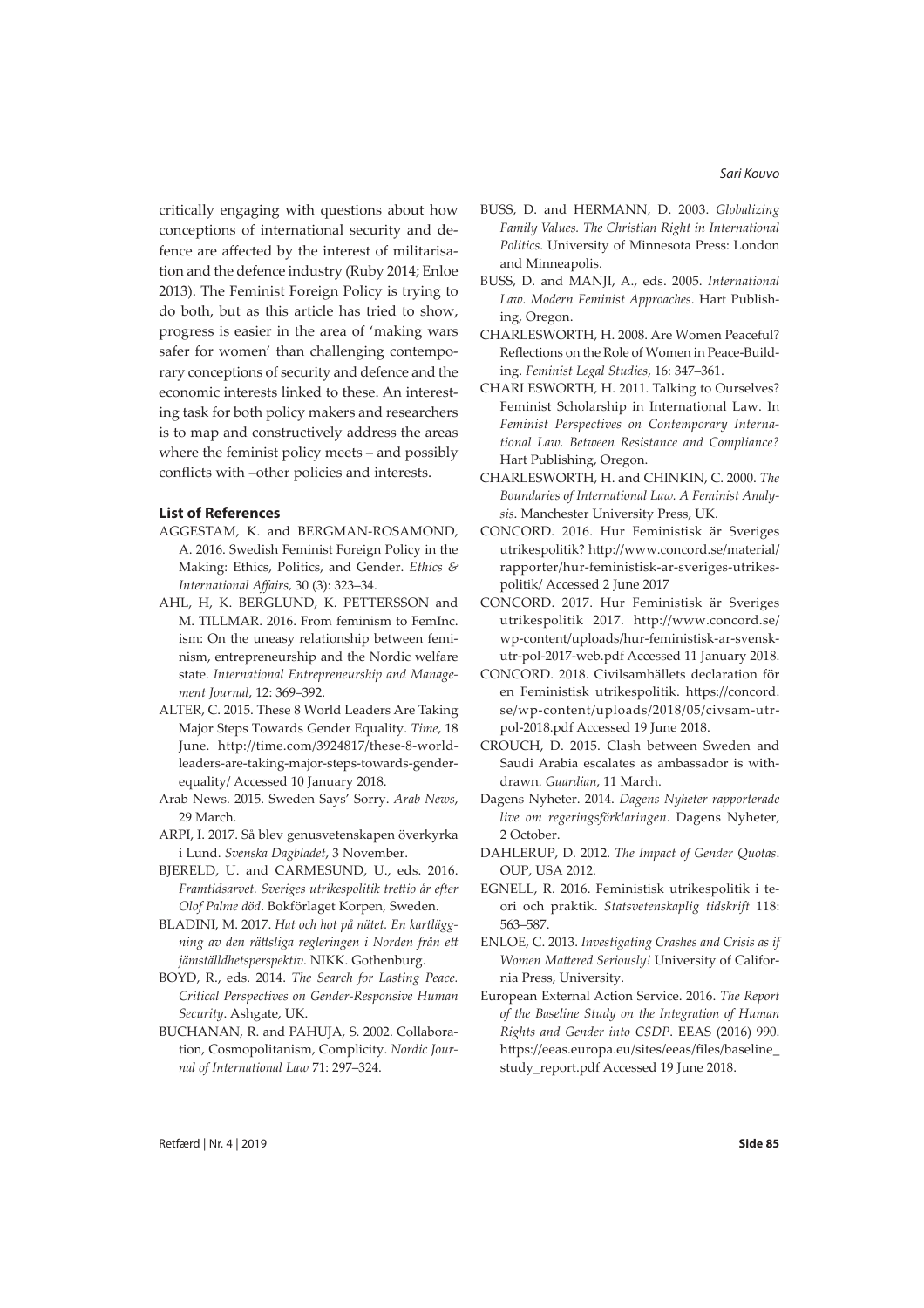critically engaging with questions about how conceptions of international security and defence are affected by the interest of militarisation and the defence industry (Ruby 2014; Enloe 2013). The Feminist Foreign Policy is trying to do both, but as this article has tried to show, progress is easier in the area of 'making wars safer for women' than challenging contemporary conceptions of security and defence and the economic interests linked to these. An interesting task for both policy makers and researchers is to map and constructively address the areas where the feminist policy meets – and possibly conflicts with –other policies and interests.

### List of References

AGGESTAM, K. and BERGMAN-ROSAMOND, A. 2016. Swedish Feminist Foreign Policy in the Making: Ethics, Politics, and Gender. *Ethics & International Affairs*, 30 (3): 323–34.

AHL, H, K. BERGLUND, K. PETTERSSON and M. TILLMAR. 2016. From feminism to FemInc. ism: On the uneasy relationship between feminism, entrepreneurship and the Nordic welfare state. *International Entrepreneurship and Management Journal*, 12: 369–392.

ALTER, C. 2015. These 8 World Leaders Are Taking Major Steps Towards Gender Equality. *Time*, 18 June. http://time.com/3924817/these-8-world-leaders-are-taking-major-steps-towards-gender-equality/ Accessed 10 January 2018.

Arab News. 2015. Sweden Says' Sorry. *Arab News*, 29 March.

ARPI, I. 2017. Så blev genusvetenskapen överkyrka i Lund. *Svenska Dagbladet*, 3 November.

BJERELD, U. and CARMESUND, U., eds. 2016. *Framtidsarvet. Sveriges utrikespolitik trettio år efter Olof Palme död*. Bokförlaget Korpen, Sweden.

BLADINI, M. 2017. *Hat och hot på nätet. En kartläggning av den rättsliga regleringen i Norden från ett jämställdhetsperspektiv*. NIKK. Gothenburg.

BOYD, R., eds. 2014. *The Search for Lasting Peace. Critical Perspectives on Gender-Responsive Human Security*. Ashgate, UK.

BUCHANAN, R. and PAHUJA, S. 2002. Collaboration, Cosmopolitanism, Complicity. *Nordic Journal of International Law* 71: 297–324.

BUSS, D. and HERMANN, D. 2003. *Globalizing Family Values. The Christian Right in International Politics*. University of Minnesota Press: London and Minneapolis.

BUSS, D. and MANJI, A., eds. 2005. *International Law. Modern Feminist Approaches*. Hart Publishing, Oregon.

CHARLESWORTH, H. 2008. Are Women Peaceful? Reflections on the Role of Women in Peace-Building. *Feminist Legal Studies*, 16: 347–361.

CHARLESWORTH, H. 2011. Talking to Ourselves? Feminist Scholarship in International Law. In *Feminist Perspectives on Contemporary International Law. Between Resistance and Compliance?* Hart Publishing, Oregon.

CHARLESWORTH, H. and CHINKIN, C. 2000. *The Boundaries of International Law. A Feminist Analysis*. Manchester University Press, UK.

CONCORD. 2016. Hur Feministisk är Sveriges utrikespolitik? http://www.concord.se/material/rapporter/hur-feministisk-ar-sveriges-utrikespolitik/ Accessed 2 June 2017

CONCORD. 2017. Hur Feministisk är Sveriges utrikespolitik 2017. http://www.concord.se/wp-content/uploads/hur-feministisk-ar-svensk-utr-pol-2017-web.pdf Accessed 11 January 2018.

CONCORD. 2018. Civilsamhällets declaration för en Feministisk utrikespolitik. https://concord.se/wp-content/uploads/2018/05/civsam-utr-pol-2018.pdf Accessed 19 June 2018.

CROUCH, D. 2015. Clash between Sweden and Saudi Arabia escalates as ambassador is withdrawn. *Guardian*, 11 March.

Dagens Nyheter. 2014. *Dagens Nyheter rapporterade live om regeringsförklaringen*. Dagens Nyheter, 2 October.

DAHLERUP, D. 2012. *The Impact of Gender Quotas*. OUP, USA 2012.

EGNELL, R. 2016. Feministisk utrikespolitik i teori och praktik. *Statsvetenskaplig tidskrift* 118: 563–587.

ENLOE, C. 2013. *Investigating Crashes and Crisis as if Women Mattered Seriously!* University of California Press, University.

European External Action Service. 2016. *The Report of the Baseline Study on the Integration of Human Rights and Gender into CSDP*. EEAS (2016) 990. https://eeas.europa.eu/sites/eeas/files/baseline_study_report.pdf Accessed 19 June 2018.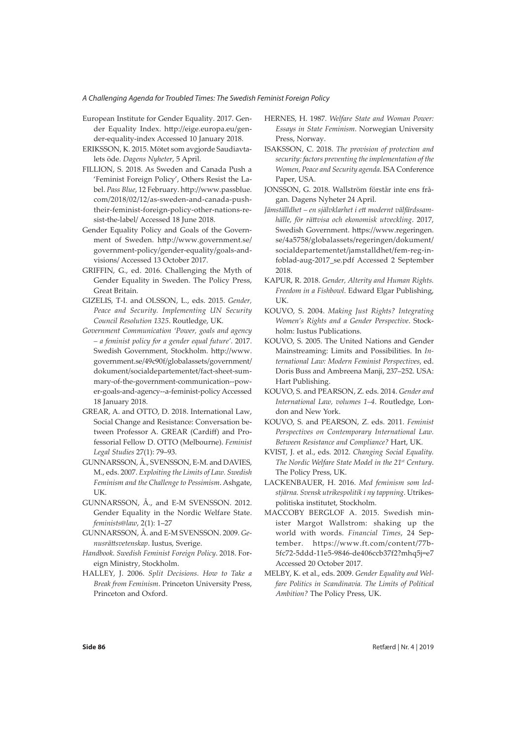European Institute for Gender Equality. 2017. Gender Equality Index. http://eige.europa.eu/gender-equality-index Accessed 10 January 2018.

ERIKSSON, K. 2015. Mötet som avgjorde Saudiavtalets öde. *Dagens Nyheter*, 5 April.

FILLION, S. 2018. As Sweden and Canada Push a 'Feminist Foreign Policy', Others Resist the Label. *Pass Blue*, 12 February. http://www.passblue.com/2018/02/12/as-sweden-and-canada-push-their-feminist-foreign-policy-other-nations-resist-the-label/ Accessed 18 June 2018.

Gender Equality Policy and Goals of the Government of Sweden. http://www.government.se/government-policy/gender-equality/goals-and-visions/ Accessed 13 October 2017.

GRIFFIN, G., ed. 2016. Challenging the Myth of Gender Equality in Sweden. The Policy Press, Great Britain.

GIZELIS, T-I. and OLSSON, L., eds. 2015. *Gender, Peace and Security. Implementing UN Security Council Resolution 1325*. Routledge, UK.

*Government Communication 'Power, goals and agency – a feminist policy for a gender equal future'*. 2017. Swedish Government, Stockholm. http://www.government.se/49c90f/globalassets/government/dokument/socialdepartementet/fact-sheet-summary-of-the-government-communication--power-goals-and-agency--a-feminist-policy Accessed 18 January 2018.

GREAR, A. and OTTO, D. 2018. International Law, Social Change and Resistance: Conversation between Professor A. GREAR (Cardiff) and Professorial Fellow D. OTTO (Melbourne). *Feminist Legal Studies* 27(1): 79–93.

GUNNARSSON, Å., SVENSSON, E-M. and DAVIES, M., eds. 2007. *Exploiting the Limits of Law. Swedish Feminism and the Challenge to Pessimism*. Ashgate, UK.

GUNNARSSON, Å., and E-M SVENSSON. 2012. Gender Equality in the Nordic Welfare State. *feminists@law*, 2(1): 1–27

GUNNARSSON, Å. and E-M SVENSSON. 2009. *Genusrättsvetenskap*. Iustus, Sverige.

*Handbook. Swedish Feminist Foreign Policy*. 2018. Foreign Ministry, Stockholm.

HALLEY, J. 2006. *Split Decisions. How to Take a Break from Feminism*. Princeton University Press, Princeton and Oxford.

HERNES, H. 1987. *Welfare State and Woman Power: Essays in State Feminism*. Norwegian University Press, Norway.

ISAKSSON, C. 2018. *The provision of protection and security: factors preventing the implementation of the Women, Peace and Security agenda.* ISA Conference Paper, USA.

JONSSON, G. 2018. Wallström förstår inte ens frågan. Dagens Nyheter 24 April.

*Jämställdhet – en självklarhet i ett modernt välfärdssamhälle, för rättvisa och ekonomisk utveckling*. 2017, Swedish Government. https://www.regeringen.se/4a5758/globalassets/regeringen/dokument/socialdepartementet/jamstalldhet/fem-reg-infoblad-aug-2017_se.pdf Accessed 2 September 2018.

KAPUR, R. 2018. *Gender, Alterity and Human Rights. Freedom in a Fishbowl*. Edward Elgar Publishing, UK.

KOUVO, S. 2004. *Making Just Rights? Integrating Women's Rights and a Gender Perspective*. Stockholm: Iustus Publications.

KOUVO, S. 2005. The United Nations and Gender Mainstreaming: Limits and Possibilities. In *International Law: Modern Feminist Perspectives*, ed. Doris Buss and Ambreena Manji, 237–252. USA: Hart Publishing.

KOUVO, S. and PEARSON, Z. eds. 2014. *Gender and International Law, volumes 1–4*. Routledge, London and New York.

KOUVO, S. and PEARSON, Z. eds. 2011. *Feminist Perspectives on Contemporary International Law. Between Resistance and Compliance?* Hart, UK.

KVIST, J. et al., eds. 2012. *Changing Social Equality. The Nordic Welfare State Model in the 21st Century*. The Policy Press, UK.

LACKENBAUER, H. 2016. *Med feminism som ledstjärna. Svensk utrikespolitik i ny tappning*. Utrikespolitiska institutet, Stockholm.

MACCOBY BERGLOF A. 2015. Swedish minister Margot Wallstrom: shaking up the world with words. *Financial Times*, 24 September. https://www.ft.com/content/77b5fc72-5ddd-11e5-9846-de406ccb37f2?mhq5j=e7 Accessed 20 October 2017.

MELBY, K. et al., eds. 2009. *Gender Equality and Welfare Politics in Scandinavia. The Limits of Political Ambition?* The Policy Press, UK.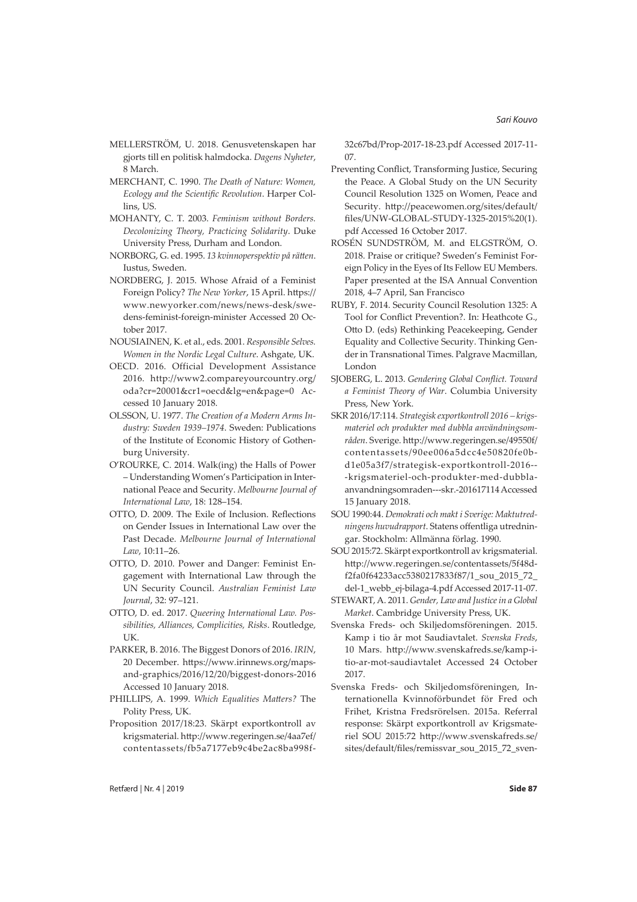MELLERSTRÖM, U. 2018. Genusvetenskapen har gjorts till en politisk halmdocka. *Dagens Nyheter*, 8 March.

MERCHANT, C. 1990. *The Death of Nature: Women, Ecology and the Scientific Revolution*. Harper Collins, US.

MOHANTY, C. T. 2003. *Feminism without Borders. Decolonizing Theory, Practicing Solidarity*. Duke University Press, Durham and London.

NORBORG, G. ed. 1995. *13 kvinnoperspektiv på rätten*. Iustus, Sweden.

NORDBERG, J. 2015. Whose Afraid of a Feminist Foreign Policy? *The New Yorker*, 15 April. https://www.newyorker.com/news/news-desk/swedens-feminist-foreign-minister Accessed 20 October 2017.

NOUSIAINEN, K. et al., eds. 2001. *Responsible Selves. Women in the Nordic Legal Culture*. Ashgate, UK.

OECD. 2016. Official Development Assistance 2016. http://www2.compareyourcountry.org/oda?cr=20001&cr1=oecd&lg=en&page=0 Accessed 10 January 2018.

OLSSON, U. 1977. *The Creation of a Modern Arms Industry: Sweden 1939–1974*. Sweden: Publications of the Institute of Economic History of Gothenburg University.

O'ROURKE, C. 2014. Walk(ing) the Halls of Power – Understanding Women's Participation in International Peace and Security. *Melbourne Journal of International Law*, 18: 128–154.

OTTO, D. 2009. The Exile of Inclusion. Reflections on Gender Issues in International Law over the Past Decade. *Melbourne Journal of International Law*, 10:11–26.

OTTO, D. 2010. Power and Danger: Feminist Engagement with International Law through the UN Security Council. *Australian Feminist Law Journal*, 32: 97–121.

OTTO, D. ed. 2017. *Queering International Law. Possibilities, Alliances, Complicities, Risks*. Routledge, UK.

PARKER, B. 2016. The Biggest Donors of 2016. *IRIN*, 20 December. https://www.irinnews.org/maps-and-graphics/2016/12/20/biggest-donors-2016 Accessed 10 January 2018.

PHILLIPS, A. 1999. *Which Equalities Matters?* The Polity Press, UK.

Proposition 2017/18:23. Skärpt exportkontroll av krigsmaterial. http://www.regeringen.se/4aa7ef/contentassets/fb5a7177eb9c4be2ac8ba998f32c67bd/Prop-2017-18-23.pdf Accessed 2017-11-07.

Preventing Conflict, Transforming Justice, Securing the Peace. A Global Study on the UN Security Council Resolution 1325 on Women, Peace and Security. http://peacewomen.org/sites/default/files/UNW-GLOBAL-STUDY-1325-2015%20(1).pdf Accessed 16 October 2017.

ROSÉN SUNDSTRÖM, M. and ELGSTRÖM, O. 2018. Praise or critique? Sweden's Feminist Foreign Policy in the Eyes of Its Fellow EU Members. Paper presented at the ISA Annual Convention 2018, 4–7 April, San Francisco

RUBY, F. 2014. Security Council Resolution 1325: A Tool for Conflict Prevention?. In: Heathcote G., Otto D. (eds) Rethinking Peacekeeping, Gender Equality and Collective Security. Thinking Gender in Transnational Times. Palgrave Macmillan, London

SJOBERG, L. 2013. *Gendering Global Conflict. Toward a Feminist Theory of War*. Columbia University Press, New York.

SKR 2016/17:114. *Strategisk exportkontroll 2016 – krigsmateriel och produkter med dubbla användningsområden*. Sverige. http://www.regeringen.se/49550f/contentassets/90ee006a5dcc4e50820fe0bd1e05a3f7/strategisk-exportkontroll-2016---krigsmateriel-och-produkter-med-dubbla-anvandningsomraden---skr.-201617114 Accessed 15 January 2018.

SOU 1990:44. *Demokrati och makt i Sverige: Maktutredningens huvudrapport*. Statens offentliga utredningar. Stockholm: Allmänna förlag. 1990.

SOU 2015:72. Skärpt exportkontroll av krigsmaterial. http://www.regeringen.se/contentassets/5f48df2fa0f64233acc5380217833f87/1_sou_2015_72_del-1_webb_ej-bilaga-4.pdf Accessed 2017-11-07.

STEWART, A. 2011. *Gender, Law and Justice in a Global Market*. Cambridge University Press, UK.

Svenska Freds- och Skiljedomsföreningen. 2015. Kamp i tio år mot Saudiavtalet. *Svenska Freds*, 10 Mars. http://www.svenskafreds.se/kamp-i-tio-ar-mot-saudiavtalet Accessed 24 October 2017.

Svenska Freds- och Skiljedomsföreningen, Internationella Kvinnoförbundet för Fred och Frihet, Kristna Fredsrörelsen. 2015a. Referral response: Skärpt exportkontroll av Krigsmateriel SOU 2015:72 http://www.svenskafreds.se/sites/default/files/remissvar_sou_2015_72_sven-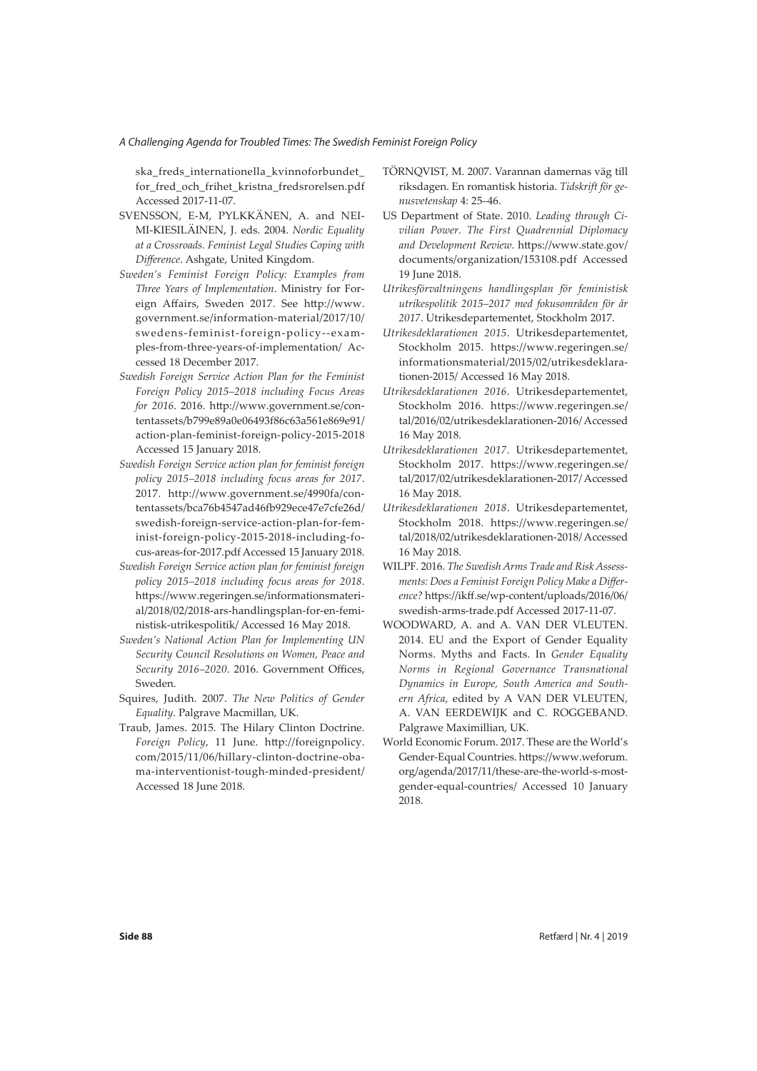ska_freds_internationella_kvinnoforbundet_for_fred_och_frihet_kristna_fredsrorelsen.pdf Accessed 2017-11-07.

SVENSSON, E-M, PYLKKÄNEN, A. and NEIMI-KIESILÄINEN, J. eds. 2004. *Nordic Equality at a Crossroads. Feminist Legal Studies Coping with Difference*. Ashgate, United Kingdom.

*Sweden's Feminist Foreign Policy: Examples from Three Years of Implementation*. Ministry for Foreign Affairs, Sweden 2017. See http://www.government.se/information-material/2017/10/swedens-feminist-foreign-policy--examples-from-three-years-of-implementation/ Accessed 18 December 2017.

*Swedish Foreign Service Action Plan for the Feminist Foreign Policy 2015–2018 including Focus Areas for 2016*. 2016. http://www.government.se/contentassets/b799e89a0e06493f86c63a561e869e91/action-plan-feminist-foreign-policy-2015-2018 Accessed 15 January 2018.

*Swedish Foreign Service action plan for feminist foreign policy 2015–2018 including focus areas for 2017*. 2017. http://www.government.se/4990fa/contentassets/bca76b4547ad46fb929ece47e7cfe26d/swedish-foreign-service-action-plan-for-feminist-foreign-policy-2015-2018-including-focus-areas-for-2017.pdf Accessed 15 January 2018.

*Swedish Foreign Service action plan for feminist foreign policy 2015–2018 including focus areas for 2018*. https://www.regeringen.se/informationsmaterial/2018/02/2018-ars-handlingsplan-for-en-feministisk-utrikespolitik/ Accessed 16 May 2018.

*Sweden's National Action Plan for Implementing UN Security Council Resolutions on Women, Peace and Security 2016–2020*. 2016. Government Offices, Sweden.

Squires, Judith. 2007. *The New Politics of Gender Equality*. Palgrave Macmillan, UK.

Traub, James. 2015. The Hilary Clinton Doctrine. *Foreign Policy*, 11 June. http://foreignpolicy.com/2015/11/06/hillary-clinton-doctrine-obama-interventionist-tough-minded-president/ Accessed 18 June 2018.

TÖRNQVIST, M. 2007. Varannan damernas väg till riksdagen. En romantisk historia. *Tidskrift för genusvetenskap* 4: 25–46.

US Department of State. 2010. *Leading through Civilian Power. The First Quadrennial Diplomacy and Development Review*. https://www.state.gov/documents/organization/153108.pdf Accessed 19 June 2018.

*Utrikesförvaltningens handlingsplan för feministisk utrikespolitik 2015–2017 med fokusområden för år 2017*. Utrikesdepartementet, Stockholm 2017.

*Utrikesdeklarationen 2015*. Utrikesdepartementet, Stockholm 2015. https://www.regeringen.se/informationsmaterial/2015/02/utrikesdeklarationen-2015/ Accessed 16 May 2018.

*Utrikesdeklarationen 2016*. Utrikesdepartementet, Stockholm 2016. https://www.regeringen.se/tal/2016/02/utrikesdeklarationen-2016/ Accessed 16 May 2018.

*Utrikesdeklarationen 2017*. Utrikesdepartementet, Stockholm 2017. https://www.regeringen.se/tal/2017/02/utrikesdeklarationen-2017/ Accessed 16 May 2018.

*Utrikesdeklarationen 2018*. Utrikesdepartementet, Stockholm 2018. https://www.regeringen.se/tal/2018/02/utrikesdeklarationen-2018/ Accessed 16 May 2018.

WILPF. 2016. *The Swedish Arms Trade and Risk Assessments: Does a Feminist Foreign Policy Make a Difference?* https://ikff.se/wp-content/uploads/2016/06/swedish-arms-trade.pdf Accessed 2017-11-07.

WOODWARD, A. and A. VAN DER VLEUTEN. 2014. EU and the Export of Gender Equality Norms. Myths and Facts. In *Gender Equality Norms in Regional Governance Transnational Dynamics in Europe, South America and Southern Africa*, edited by A VAN DER VLEUTEN, A. VAN EERDEWIJK and C. ROGGEBAND. Palgrawe Maximillian, UK.

World Economic Forum. 2017. These are the World's Gender-Equal Countries. https://www.weforum.org/agenda/2017/11/these-are-the-world-s-most-gender-equal-countries/ Accessed 10 January 2018.